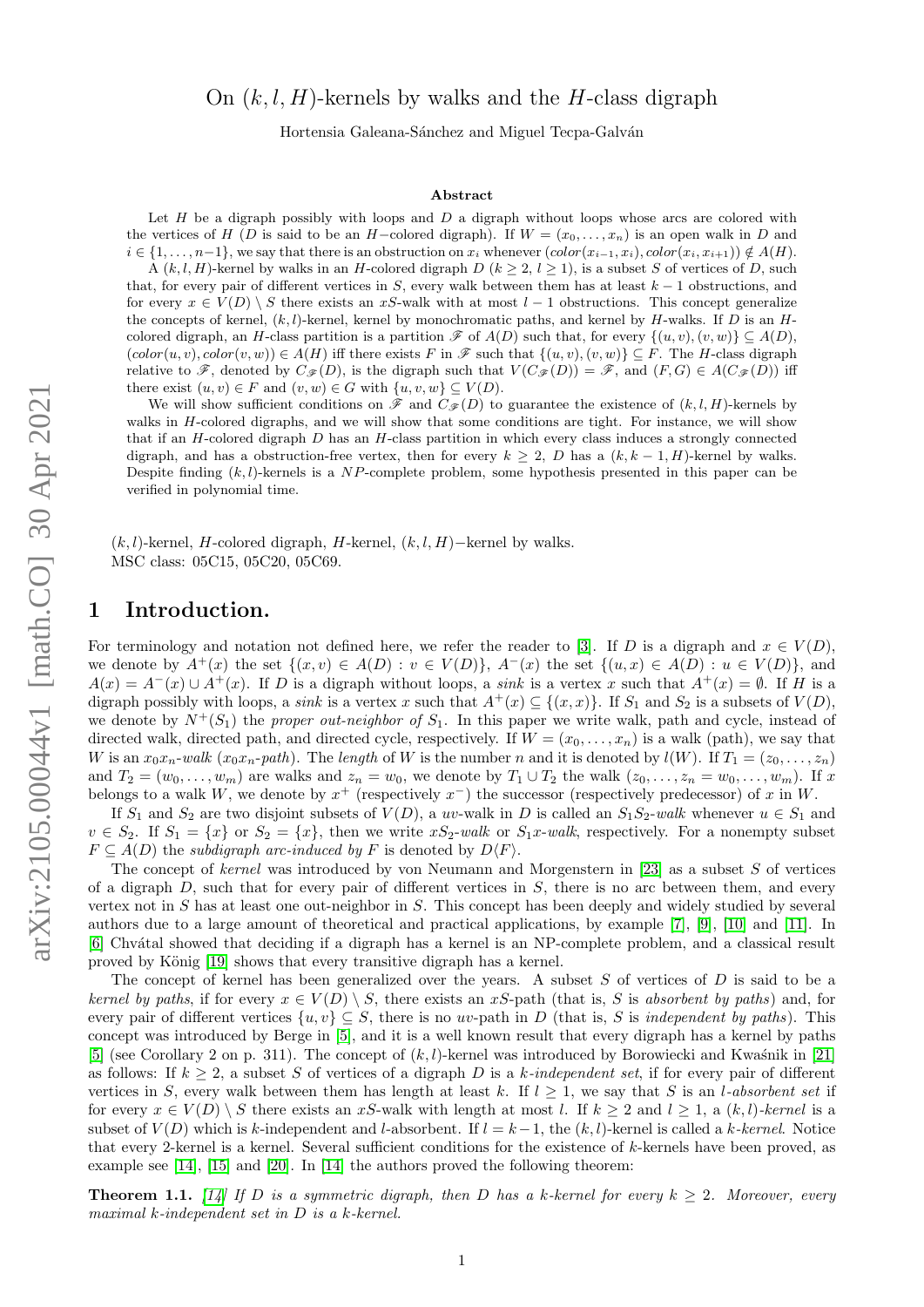# On $(k, l, H)$-kernels by walks and the $H$-class digraph

Hortensia Galeana-Sánchez and Miguel Tecpa-Galván

## Abstract

Let $H$ be a digraph possibly with loops and $D$ a digraph without loops whose arcs are colored with the vertices of $H$ ($D$ is said to be an $H-$colored digraph). If $W = (x_0, \ldots, x_n)$ is an open walk in $D$ and $i \in \{1, \ldots, n-1\}$, we say that there is an obstruction on $x_i$ whenever $(color(x_{i-1}, x_i), color(x_i, x_{i+1})) \notin A(H)$.

A $(k, l, H)$-kernel by walks in an $H$-colored digraph $D$ ($k \geq 2$, $l \geq 1$), is a subset $S$ of vertices of $D$, such that, for every pair of different vertices in $S$, every walk between them has at least $k-1$ obstructions, and for every $x \in V(D) \setminus S$ there exists an $xS$-walk with at most $l-1$ obstructions. This concept generalize the concepts of kernel, $(k, l)$-kernel, kernel by monochromatic paths, and kernel by $H$-walks. If $D$ is an $H$-colored digraph, an $H$-class partition is a partition $\mathscr{F}$ of $A(D)$ such that, for every $\{(u, v), (v, w)\} \subseteq A(D)$, $(color(u, v), color(v, w)) \in A(H)$ iff there exists $F$ in $\mathscr{F}$ such that $\{(u, v), (v, w)\} \subseteq F$. The $H$-class digraph relative to $\mathscr{F}$, denoted by $C_{\mathscr{F}}(D)$, is the digraph such that $V(C_{\mathscr{F}}(D)) = \mathscr{F}$, and $(F, G) \in A(C_{\mathscr{F}}(D))$ iff there exist $(u, v) \in F$ and $(v, w) \in G$ with $\{u, v, w\} \subseteq V(D)$.

We will show sufficient conditions on $\mathscr{F}$ and $C_{\mathscr{F}}(D)$ to guarantee the existence of $(k, l, H)$-kernels by walks in $H$-colored digraphs, and we will show that some conditions are tight. For instance, we will show that if an $H$-colored digraph $D$ has an $H$-class partition in which every class induces a strongly connected digraph, and has a obstruction-free vertex, then for every $k \geq 2$, $D$ has a $(k, k-1, H)$-kernel by walks. Despite finding $(k, l)$-kernels is a $NP$-complete problem, some hypothesis presented in this paper can be verified in polynomial time.

$(k, l)$-kernel, $H$-colored digraph, $H$-kernel, $(k, l, H)-$kernel by walks.
MSC class: 05C15, 05C20, 05C69.

## 1 Introduction.

For terminology and notation not defined here, we refer the reader to [3]. If $D$ is a digraph and $x \in V(D)$, we denote by $A^+(x)$ the set $\{(x, v) \in A(D) : v \in V(D)\}$, $A^-(x)$ the set $\{(u, x) \in A(D) : u \in V(D)\}$, and $A(x) = A^-(x) \cup A^+(x)$. If $D$ is a digraph without loops, a *sink* is a vertex $x$ such that $A^+(x) = \emptyset$. If $H$ is a digraph possibly with loops, a *sink* is a vertex $x$ such that $A^+(x) \subseteq \{(x, x)\}$. If $S_1$ and $S_2$ is a subsets of $V(D)$, we denote by $N^+(S_1)$ the *proper out-neighbor of* $S_1$. In this paper we write walk, path and cycle, instead of directed walk, directed path, and directed cycle, respectively. If $W = (x_0, \ldots, x_n)$ is a walk (path), we say that $W$ is an $x_0x_n$-*walk* ($x_0x_n$-*path*). The *length* of $W$ is the number $n$ and it is denoted by $l(W)$. If $T_1 = (z_0, \ldots, z_n)$ and $T_2 = (w_0, \ldots, w_m)$ are walks and $z_n = w_0$, we denote by $T_1 \cup T_2$ the walk $(z_0, \ldots, z_n = w_0, \ldots, w_m)$. If $x$ belongs to a walk $W$, we denote by $x^+$ (respectively $x^-$) the successor (respectively predecessor) of $x$ in $W$.

If $S_1$ and $S_2$ are two disjoint subsets of $V(D)$, a $uv$-walk in $D$ is called an $S_1S_2$-*walk* whenever $u \in S_1$ and $v \in S_2$. If $S_1 = \{x\}$ or $S_2 = \{x\}$, then we write $xS_2$-*walk* or $S_1x$-*walk*, respectively. For a nonempty subset $F \subseteq A(D)$ the *subdigraph arc-induced by* $F$ is denoted by $D\langle F \rangle$.

The concept of *kernel* was introduced by von Neumann and Morgenstern in [23] as a subset $S$ of vertices of a digraph $D$, such that for every pair of different vertices in $S$, there is no arc between them, and every vertex not in $S$ has at least one out-neighbor in $S$. This concept has been deeply and widely studied by several authors due to a large amount of theoretical and practical applications, by example [7], [9], [10] and [11]. In [6] Chvátal showed that deciding if a digraph has a kernel is an NP-complete problem, and a classical result proved by König [19] shows that every transitive digraph has a kernel.

The concept of kernel has been generalized over the years. A subset $S$ of vertices of $D$ is said to be a *kernel by paths*, if for every $x \in V(D) \setminus S$, there exists an $xS$-path (that is, $S$ is *absorbent by paths*) and, for every pair of different vertices $\{u, v\} \subseteq S$, there is no $uv$-path in $D$ (that is, $S$ is *independent by paths*). This concept was introduced by Berge in [5], and it is a well known result that every digraph has a kernel by paths [5] (see Corollary 2 on p. 311). The concept of $(k, l)$-kernel was introduced by Borowiecki and Kwaśnik in [21] as follows: If $k \geq 2$, a subset $S$ of vertices of a digraph $D$ is a $k$-*independent set*, if for every pair of different vertices in $S$, every walk between them has length at least $k$. If $l \geq 1$, we say that $S$ is an $l$-*absorbent set* if for every $x \in V(D) \setminus S$ there exists an $xS$-walk with length at most $l$. If $k \geq 2$ and $l \geq 1$, a $(k, l)$-*kernel* is a subset of $V(D)$ which is $k$-independent and $l$-absorbent. If $l = k-1$, the $(k, l)$-kernel is called a $k$-*kernel*. Notice that every 2-kernel is a kernel. Several sufficient conditions for the existence of $k$-kernels have been proved, as example see [14], [15] and [20]. In [14] the authors proved the following theorem:

**Theorem 1.1.** *[14] If $D$ is a symmetric digraph, then $D$ has a $k$-kernel for every $k \geq 2$. Moreover, every maximal $k$-independent set in $D$ is a $k$-kernel.*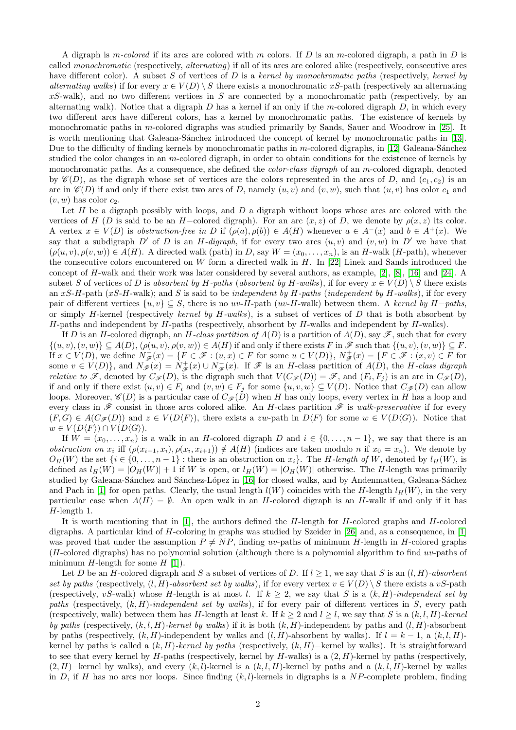A digraph is *m-colored* if its arcs are colored with $m$ colors. If $D$ is an $m$-colored digraph, a path in $D$ is called *monochromatic* (respectively, *alternating*) if all of its arcs are colored alike (respectively, consecutive arcs have different color). A subset $S$ of vertices of $D$ is a *kernel by monochromatic paths* (respectively, *kernel by alternating walks*) if for every $x \in V(D) \setminus S$ there exists a monochromatic $xS$-path (respectively an alternating $xS$-walk), and no two different vertices in $S$ are connected by a monochromatic path (respectively, by an alternating walk). Notice that a digraph $D$ has a kernel if an only if the $m$-colored digraph $D$, in which every two different arcs have different colors, has a kernel by monochromatic paths. The existence of kernels by monochromatic paths in $m$-colored digraphs was studied primarily by Sands, Sauer and Woodrow in [25]. It is worth mentioning that Galeana-Sánchez introduced the concept of kernel by monochromatic paths in [13]. Due to the difficulty of finding kernels by monochromatic paths in $m$-colored digraphs, in [12] Galeana-Sánchez studied the color changes in an $m$-colored digraph, in order to obtain conditions for the existence of kernels by monochromatic paths. As a consequence, she defined the *color-class digraph* of an $m$-colored digraph, denoted by $\mathscr{C}(D)$, as the digraph whose set of vertices are the colors represented in the arcs of $D$, and $(c_1, c_2)$ is an arc in $\mathscr{C}(D)$ if and only if there exist two arcs of $D$, namely $(u, v)$ and $(v, w)$, such that $(u, v)$ has color $c_1$ and $(v, w)$ has color $c_2$.

Let $H$ be a digraph possibly with loops, and $D$ a digraph without loops whose arcs are colored with the vertices of $H$ ($D$ is said to be an $H-$colored digraph). For an arc $(x, z)$ of $D$, we denote by $\rho(x, z)$ its color. A vertex $x \in V(D)$ is *obstruction-free in* $D$ if $(\rho(a), \rho(b)) \in A(H)$ whenever $a \in A^-(x)$ and $b \in A^+(x)$. We say that a subdigraph $D'$ of $D$ is an *H-digraph*, if for every two arcs $(u, v)$ and $(v, w)$ in $D'$ we have that $(\rho(u, v), \rho(v, w)) \in A(H)$. A directed walk (path) in $D$, say $W = (x_0, \ldots, x_n)$, is an $H$-walk ($H$-path), whenever the consecutive colors encountered on $W$ form a directed walk in $H$. In [22] Linek and Sands introduced the concept of $H$-walk and their work was later considered by several authors, as example, [2], [8], [16] and [24]. A subset $S$ of vertices of $D$ is *absorbent by H-paths* (*absorbent by H-walks*), if for every $x \in V(D) \setminus S$ there exists an $xS$-$H$-path ($xS$-$H$-walk); and $S$ is said to be *independent by H-paths* (*independent by H-walks*), if for every pair of different vertices $\{u, v\} \subseteq S$, there is no $uv$-$H$-path ($uv$-$H$-walk) between them. A *kernel by H−paths*, or simply $H$-kernel (respectively *kernel by H-walks*), is a subset of vertices of $D$ that is both absorbent by $H$-paths and independent by $H$-paths (respectively, absorbent by $H$-walks and independent by $H$-walks).

If $D$ is an $H$-colored digraph, an *H-class partition of* $A(D)$ is a partition of $A(D)$, say $\mathscr{F}$, such that for every $\{(u, v), (v, w)\} \subseteq A(D)$, $(\rho(u, v), \rho(v, w)) \in A(H)$ if and only if there exists $F$ in $\mathscr{F}$ such that $\{(u, v), (v, w)\} \subseteq F$. If $x \in V(D)$, we define $N^-_{\mathscr{F}}(x) = \{F \in \mathscr{F} : (u, x) \in F \text{ for some } u \in V(D)\}$, $N^+_{\mathscr{F}}(x) = \{F \in \mathscr{F} : (x, v) \in F \text{ for some } v \in V(D)\}$, and $N_{\mathscr{F}}(x) = N^+_{\mathscr{F}}(x) \cup N^-_{\mathscr{F}}(x)$. If $\mathscr{F}$ is an $H$-class partition of $A(D)$, the *H-class digraph relative to* $\mathscr{F}$, denoted by $C_{\mathscr{F}}(D)$, is the digraph such that $V(C_{\mathscr{F}}(D)) = \mathscr{F}$, and $(F_i, F_j)$ is an arc in $C_{\mathscr{F}}(D)$, if and only if there exist $(u, v) \in F_i$ and $(v, w) \in F_j$ for some $\{u, v, w\} \subseteq V(D)$. Notice that $C_{\mathscr{F}}(D)$ can allow loops. Moreover, $\mathscr{C}(D)$ is a particular case of $C_{\mathscr{F}}(D)$ when $H$ has only loops, every vertex in $H$ has a loop and every class in $\mathscr{F}$ consist in those arcs colored alike. An $H$-class partition $\mathscr{F}$ is *walk-preservative* if for every $(F, G) \in A(C_{\mathscr{F}}(D))$ and $z \in V(D\langle F \rangle)$, there exists a $zw$-path in $D\langle F \rangle$ for some $w \in V(D\langle G \rangle)$. Notice that $w \in V(D\langle F \rangle) \cap V(D\langle G \rangle)$.

If $W = (x_0, \ldots, x_n)$ is a walk in an $H$-colored digraph $D$ and $i \in \{0, \ldots, n-1\}$, we say that there is an *obstruction on* $x_i$ iff $(\rho(x_{i-1}, x_i), \rho(x_i, x_{i+1})) \notin A(H)$ (indices are taken modulo $n$ if $x_0 = x_n$). We denote by $O_H(W)$ the set $\{i \in \{0, \ldots, n-1\}$ : there is an obstruction on $x_i\}$. The *H-length of* $W$, denoted by $l_H(W)$, is defined as $l_H(W) = |O_H(W)| + 1$ if $W$ is open, or $l_H(W) = |O_H(W)|$ otherwise. The $H$-length was primarily studied by Galeana-Sánchez and Sánchez-López in [16] for closed walks, and by Andenmatten, Galeana-Sáchez and Pach in [1] for open paths. Clearly, the usual length $l(W)$ coincides with the $H$-length $l_H(W)$, in the very particular case when $A(H) = \emptyset$. An open walk in an $H$-colored digraph is an $H$-walk if and only if it has $H$-length 1.

It is worth mentioning that in [1], the authors defined the $H$-length for $H$-colored graphs and $H$-colored digraphs. A particular kind of $H$-coloring in graphs was studied by Szeider in [26] and, as a consequence, in [1] was proved that under the assumption $P \neq NP$, finding $uv$-paths of minimum $H$-length in $H$-colored graphs ($H$-colored digraphs) has no polynomial solution (although there is a polynomial algorithm to find $uv$-paths of minimum $H$-length for some $H$ [1]).

Let $D$ be an $H$-colored digraph and $S$ a subset of vertices of $D$. If $l \geq 1$, we say that $S$ is an $(l, H)$*-absorbent set by paths* (respectively, $(l, H)$*-absorbent set by walks*), if for every vertex $v \in V(D) \setminus S$ there exists a $vS$-path (respectively, $vS$-walk) whose $H$-length is at most $l$. If $k \geq 2$, we say that $S$ is a $(k, H)$*-independent set by paths* (respectively, $(k, H)$*-independent set by walks*), if for every pair of different vertices in $S$, every path (respectively, walk) between them has $H$-length at least $k$. If $k \geq 2$ and $l \geq l$, we say that $S$ is a $(k, l, H)$*-kernel by paths* (respectively, $(k, l, H)$*-kernel by walks*) if it is both $(k, H)$-independent by paths and $(l, H)$-absorbent by paths (respectively, $(k, H)$-independent by walks and $(l, H)$-absorbent by walks). If $l = k - 1$, a $(k, l, H)$-kernel by paths is called a $(k, H)$*-kernel by paths* (respectively, $(k, H)-$kernel by walks). It is straightforward to see that every kernel by $H$-paths (respectively, kernel by $H$-walks) is a $(2, H)$-kernel by paths (respectively, $(2, H)-$kernel by walks), and every $(k, l)$-kernel is a $(k, l, H)$-kernel by paths and a $(k, l, H)$-kernel by walks in $D$, if $H$ has no arcs nor loops. Since finding $(k, l)$-kernels in digraphs is a $NP$-complete problem, finding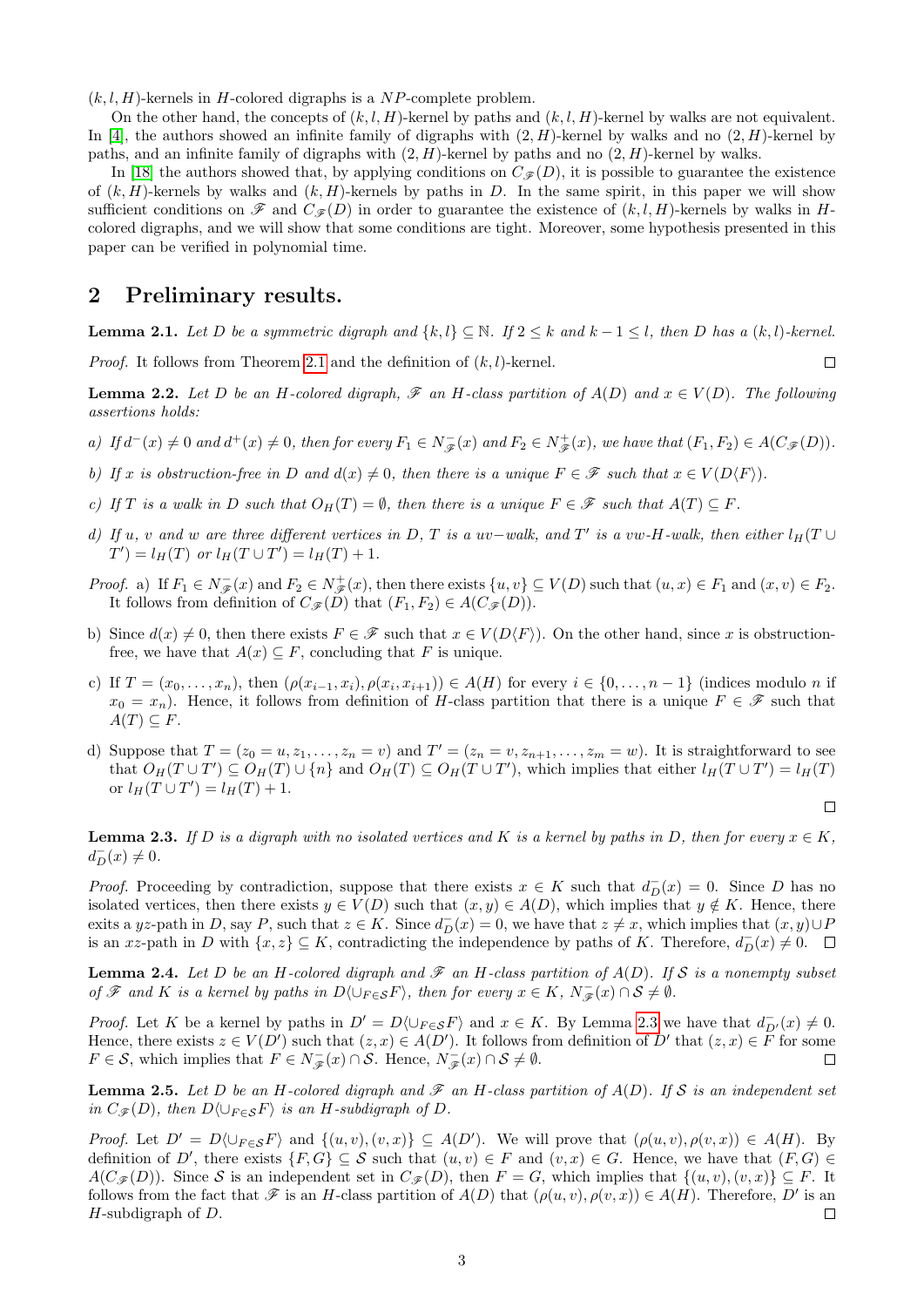$(k, l, H)$-kernels in $H$-colored digraphs is a $NP$-complete problem.

On the other hand, the concepts of $(k, l, H)$-kernel by paths and $(k, l, H)$-kernel by walks are not equivalent. In [4], the authors showed an infinite family of digraphs with $(2, H)$-kernel by walks and no $(2, H)$-kernel by paths, and an infinite family of digraphs with $(2, H)$-kernel by paths and no $(2, H)$-kernel by walks.

In [18] the authors showed that, by applying conditions on $C_{\mathscr{F}}(D)$, it is possible to guarantee the existence of $(k, H)$-kernels by walks and $(k, H)$-kernels by paths in $D$. In the same spirit, in this paper we will show sufficient conditions on $\mathscr{F}$ and $C_{\mathscr{F}}(D)$ in order to guarantee the existence of $(k, l, H)$-kernels by walks in $H$-colored digraphs, and we will show that some conditions are tight. Moreover, some hypothesis presented in this paper can be verified in polynomial time.

## 2 Preliminary results.

**Lemma 2.1.** *Let $D$ be a symmetric digraph and $\{k, l\} \subseteq \mathbb{N}$. If $2 \leq k$ and $k - 1 \leq l$, then $D$ has a $(k, l)$-kernel.*

*Proof.* It follows from Theorem 2.1 and the definition of $(k, l)$-kernel. $\square$

**Lemma 2.2.** *Let $D$ be an $H$-colored digraph, $\mathscr{F}$ an $H$-class partition of $A(D)$ and $x \in V(D)$. The following assertions holds:*

*a) If $d^-(x) \neq 0$ and $d^+(x) \neq 0$, then for every $F_1 \in N^-_{\mathscr{F}}(x)$ and $F_2 \in N^+_{\mathscr{F}}(x)$, we have that $(F_1, F_2) \in A(C_{\mathscr{F}}(D))$.*

*b) If $x$ is obstruction-free in $D$ and $d(x) \neq 0$, then there is a unique $F \in \mathscr{F}$ such that $x \in V(D\langle F \rangle)$.*

*c) If $T$ is a walk in $D$ such that $O_H(T) = \emptyset$, then there is a unique $F \in \mathscr{F}$ such that $A(T) \subseteq F$.*

*d) If $u$, $v$ and $w$ are three different vertices in $D$, $T$ is a $uv-$walk, and $T'$ is a $vw$-$H$-walk, then either $l_H(T \cup T') = l_H(T)$ or $l_H(T \cup T') = l_H(T) + 1$.*

*Proof.* a) If $F_1 \in N^-_{\mathscr{F}}(x)$ and $F_2 \in N^+_{\mathscr{F}}(x)$, then there exists $\{u, v\} \subseteq V(D)$ such that $(u, x) \in F_1$ and $(x, v) \in F_2$. It follows from definition of $C_{\mathscr{F}}(D)$ that $(F_1, F_2) \in A(C_{\mathscr{F}}(D))$.

b) Since $d(x) \neq 0$, then there exists $F \in \mathscr{F}$ such that $x \in V(D\langle F \rangle)$. On the other hand, since $x$ is obstruction-free, we have that $A(x) \subseteq F$, concluding that $F$ is unique.

c) If $T = (x_0, \ldots, x_n)$, then $(\rho(x_{i-1}, x_i), \rho(x_i, x_{i+1})) \in A(H)$ for every $i \in \{0, \ldots, n-1\}$ (indices modulo $n$ if $x_0 = x_n$). Hence, it follows from definition of $H$-class partition that there is a unique $F \in \mathscr{F}$ such that $A(T) \subseteq F$.

d) Suppose that $T = (z_0 = u, z_1, \ldots, z_n = v)$ and $T' = (z_n = v, z_{n+1}, \ldots, z_m = w)$. It is straightforward to see that $O_H(T \cup T') \subseteq O_H(T) \cup \{n\}$ and $O_H(T) \subseteq O_H(T \cup T')$, which implies that either $l_H(T \cup T') = l_H(T)$ or $l_H(T \cup T') = l_H(T) + 1$. $\square$

**Lemma 2.3.** *If $D$ is a digraph with no isolated vertices and $K$ is a kernel by paths in $D$, then for every $x \in K$, $d^-_D(x) \neq 0$.*

*Proof.* Proceeding by contradiction, suppose that there exists $x \in K$ such that $d^-_D(x) = 0$. Since $D$ has no isolated vertices, then there exists $y \in V(D)$ such that $(x, y) \in A(D)$, which implies that $y \notin K$. Hence, there exits a $yz$-path in $D$, say $P$, such that $z \in K$. Since $d^-_D(x) = 0$, we have that $z \neq x$, which implies that $(x, y) \cup P$ is an $xz$-path in $D$ with $\{x, z\} \subseteq K$, contradicting the independence by paths of $K$. Therefore, $d^-_D(x) \neq 0$. $\square$

**Lemma 2.4.** *Let $D$ be an $H$-colored digraph and $\mathscr{F}$ an $H$-class partition of $A(D)$. If $\mathcal{S}$ is a nonempty subset of $\mathscr{F}$ and $K$ is a kernel by paths in $D\langle \cup_{F \in \mathcal{S}} F \rangle$, then for every $x \in K$, $N^-_{\mathscr{F}}(x) \cap \mathcal{S} \neq \emptyset$.*

*Proof.* Let $K$ be a kernel by paths in $D' = D\langle \cup_{F \in \mathcal{S}} F \rangle$ and $x \in K$. By Lemma 2.3 we have that $d^-_{D'}(x) \neq 0$. Hence, there exists $z \in V(D')$ such that $(z, x) \in A(D')$. It follows from definition of $D'$ that $(z, x) \in F$ for some $F \in \mathcal{S}$, which implies that $F \in N^-_{\mathscr{F}}(x) \cap \mathcal{S}$. Hence, $N^-_{\mathscr{F}}(x) \cap \mathcal{S} \neq \emptyset$. $\square$

**Lemma 2.5.** *Let $D$ be an $H$-colored digraph and $\mathscr{F}$ an $H$-class partition of $A(D)$. If $\mathcal{S}$ is an independent set in $C_{\mathscr{F}}(D)$, then $D\langle \cup_{F \in \mathcal{S}} F \rangle$ is an $H$-subdigraph of $D$.*

*Proof.* Let $D' = D\langle \cup_{F \in \mathcal{S}} F \rangle$ and $\{(u, v), (v, x)\} \subseteq A(D')$. We will prove that $(\rho(u, v), \rho(v, x)) \in A(H)$. By definition of $D'$, there exists $\{F, G\} \subseteq \mathcal{S}$ such that $(u, v) \in F$ and $(v, x) \in G$. Hence, we have that $(F, G) \in A(C_{\mathscr{F}}(D))$. Since $\mathcal{S}$ is an independent set in $C_{\mathscr{F}}(D)$, then $F = G$, which implies that $\{(u, v), (v, x)\} \subseteq F$. It follows from the fact that $\mathscr{F}$ is an $H$-class partition of $A(D)$ that $(\rho(u, v), \rho(v, x)) \in A(H)$. Therefore, $D'$ is an $H$-subdigraph of $D$. $\square$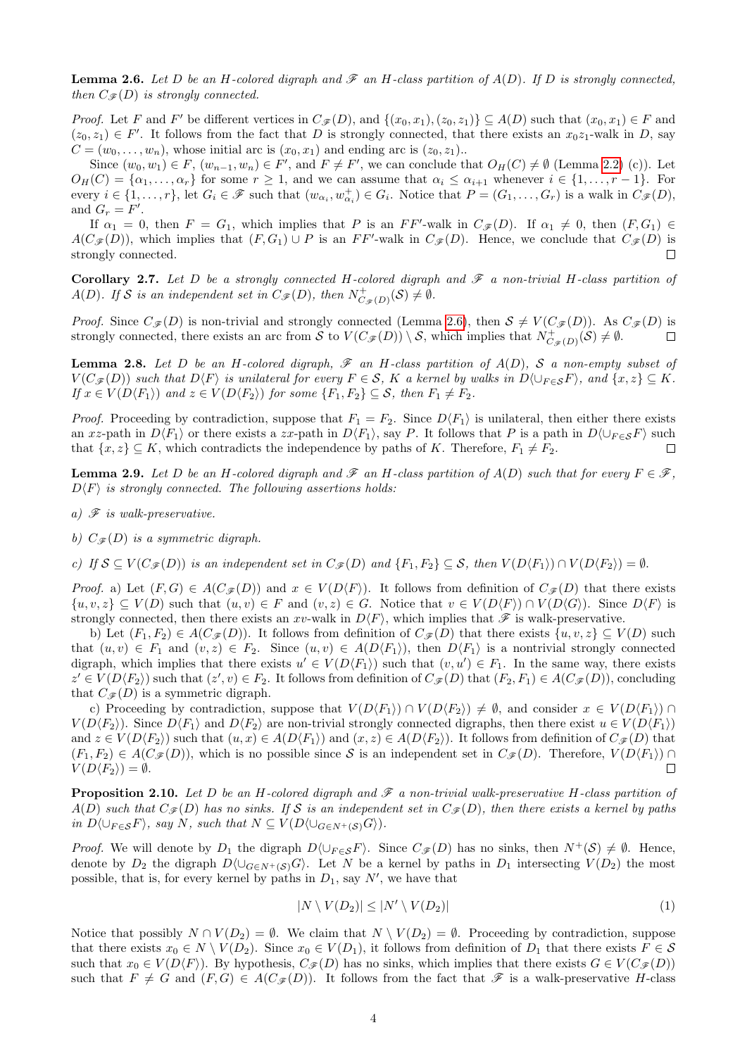**Lemma 2.6.** *Let $D$ be an $H$-colored digraph and $\mathscr{F}$ an $H$-class partition of $A(D)$. If $D$ is strongly connected, then $C_{\mathscr{F}}(D)$ is strongly connected.*

*Proof.* Let $F$ and $F'$ be different vertices in $C_{\mathscr{F}}(D)$, and $\{(x_0, x_1), (z_0, z_1)\} \subseteq A(D)$ such that $(x_0, x_1) \in F$ and $(z_0, z_1) \in F'$. It follows from the fact that $D$ is strongly connected, that there exists an $x_0z_1$-walk in $D$, say $C = (w_0, \ldots, w_n)$, whose initial arc is $(x_0, x_1)$ and ending arc is $(z_0, z_1)$..

Since $(w_0, w_1) \in F$, $(w_{n-1}, w_n) \in F'$, and $F \neq F'$, we can conclude that $O_H(C) \neq \emptyset$ (Lemma 2.2 (c)). Let $O_H(C) = \{\alpha_1, \ldots, \alpha_r\}$ for some $r \geq 1$, and we can assume that $\alpha_i \leq \alpha_{i+1}$ whenever $i \in \{1, \ldots, r-1\}$. For every $i \in \{1, \ldots, r\}$, let $G_i \in \mathscr{F}$ such that $(w_{\alpha_i}, w^+_{\alpha_i}) \in G_i$. Notice that $P = (G_1, \ldots, G_r)$ is a walk in $C_{\mathscr{F}}(D)$, and $G_r = F'$.

If $\alpha_1 = 0$, then $F = G_1$, which implies that $P$ is an $FF'$-walk in $C_{\mathscr{F}}(D)$. If $\alpha_1 \neq 0$, then $(F, G_1) \in A(C_{\mathscr{F}}(D))$, which implies that $(F, G_1) \cup P$ is an $FF'$-walk in $C_{\mathscr{F}}(D)$. Hence, we conclude that $C_{\mathscr{F}}(D)$ is strongly connected. □

**Corollary 2.7.** *Let $D$ be a strongly connected $H$-colored digraph and $\mathscr{F}$ a non-trivial $H$-class partition of $A(D)$. If $\mathcal{S}$ is an independent set in $C_{\mathscr{F}}(D)$, then $N^+_{C_{\mathscr{F}}(D)}(\mathcal{S}) \neq \emptyset$.*

*Proof.* Since $C_{\mathscr{F}}(D)$ is non-trivial and strongly connected (Lemma 2.6), then $\mathcal{S} \neq V(C_{\mathscr{F}}(D))$. As $C_{\mathscr{F}}(D)$ is strongly connected, there exists an arc from $\mathcal{S}$ to $V(C_{\mathscr{F}}(D)) \setminus \mathcal{S}$, which implies that $N^+_{C_{\mathscr{F}}(D)}(\mathcal{S}) \neq \emptyset$. □

**Lemma 2.8.** *Let $D$ be an $H$-colored digraph, $\mathscr{F}$ an $H$-class partition of $A(D)$, $\mathcal{S}$ a non-empty subset of $V(C_{\mathscr{F}}(D))$ such that $D\langle F\rangle$ is unilateral for every $F \in \mathcal{S}$, $K$ a kernel by walks in $D\langle \cup_{F\in\mathcal{S}} F\rangle$, and $\{x, z\} \subseteq K$. If $x \in V(D\langle F_1\rangle)$ and $z \in V(D\langle F_2\rangle)$ for some $\{F_1, F_2\} \subseteq \mathcal{S}$, then $F_1 \neq F_2$.*

*Proof.* Proceeding by contradiction, suppose that $F_1 = F_2$. Since $D\langle F_1\rangle$ is unilateral, then either there exists an $xz$-path in $D\langle F_1\rangle$ or there exists a $zx$-path in $D\langle F_1\rangle$, say $P$. It follows that $P$ is a path in $D\langle \cup_{F\in\mathcal{S}} F\rangle$ such that $\{x, z\} \subseteq K$, which contradicts the independence by paths of $K$. Therefore, $F_1 \neq F_2$. □

**Lemma 2.9.** *Let $D$ be an $H$-colored digraph and $\mathscr{F}$ an $H$-class partition of $A(D)$ such that for every $F \in \mathscr{F}$, $D\langle F\rangle$ is strongly connected. The following assertions holds:*

*a) $\mathscr{F}$ is walk-preservative.*

*b) $C_{\mathscr{F}}(D)$ is a symmetric digraph.*

*c) If $\mathcal{S} \subseteq V(C_{\mathscr{F}}(D))$ is an independent set in $C_{\mathscr{F}}(D)$ and $\{F_1, F_2\} \subseteq \mathcal{S}$, then $V(D\langle F_1\rangle) \cap V(D\langle F_2\rangle) = \emptyset$.*

*Proof.* a) Let $(F, G) \in A(C_{\mathscr{F}}(D))$ and $x \in V(D\langle F\rangle)$. It follows from definition of $C_{\mathscr{F}}(D)$ that there exists $\{u, v, z\} \subseteq V(D)$ such that $(u, v) \in F$ and $(v, z) \in G$. Notice that $v \in V(D\langle F\rangle) \cap V(D\langle G\rangle)$. Since $D\langle F\rangle$ is strongly connected, then there exists an $xv$-walk in $D\langle F\rangle$, which implies that $\mathscr{F}$ is walk-preservative.

b) Let $(F_1, F_2) \in A(C_{\mathscr{F}}(D))$. It follows from definition of $C_{\mathscr{F}}(D)$ that there exists $\{u, v, z\} \subseteq V(D)$ such that $(u, v) \in F_1$ and $(v, z) \in F_2$. Since $(u, v) \in A(D\langle F_1\rangle)$, then $D\langle F_1\rangle$ is a nontrivial strongly connected digraph, which implies that there exists $u' \in V(D\langle F_1\rangle)$ such that $(v, u') \in F_1$. In the same way, there exists $z' \in V(D\langle F_2\rangle)$ such that $(z', v) \in F_2$. It follows from definition of $C_{\mathscr{F}}(D)$ that $(F_2, F_1) \in A(C_{\mathscr{F}}(D))$, concluding that $C_{\mathscr{F}}(D)$ is a symmetric digraph.

c) Proceeding by contradiction, suppose that $V(D\langle F_1\rangle) \cap V(D\langle F_2\rangle) \neq \emptyset$, and consider $x \in V(D\langle F_1\rangle) \cap V(D\langle F_2\rangle)$. Since $D\langle F_1\rangle$ and $D\langle F_2\rangle$ are non-trivial strongly connected digraphs, then there exist $u \in V(D\langle F_1\rangle)$ and $z \in V(D\langle F_2\rangle)$ such that $(u, x) \in A(D\langle F_1\rangle)$ and $(x, z) \in A(D\langle F_2\rangle)$. It follows from definition of $C_{\mathscr{F}}(D)$ that $(F_1, F_2) \in A(C_{\mathscr{F}}(D))$, which is no possible since $\mathcal{S}$ is an independent set in $C_{\mathscr{F}}(D)$. Therefore, $V(D\langle F_1\rangle) \cap V(D\langle F_2\rangle) = \emptyset$. □

**Proposition 2.10.** *Let $D$ be an $H$-colored digraph and $\mathscr{F}$ a non-trivial walk-preservative $H$-class partition of $A(D)$ such that $C_{\mathscr{F}}(D)$ has no sinks. If $\mathcal{S}$ is an independent set in $C_{\mathscr{F}}(D)$, then there exists a kernel by paths in $D\langle \cup_{F\in\mathcal{S}} F\rangle$, say $N$, such that $N \subseteq V(D\langle \cup_{G\in N^+(\mathcal{S})} G\rangle)$.*

*Proof.* We will denote by $D_1$ the digraph $D\langle \cup_{F\in\mathcal{S}} F\rangle$. Since $C_{\mathscr{F}}(D)$ has no sinks, then $N^+(\mathcal{S}) \neq \emptyset$. Hence, denote by $D_2$ the digraph $D\langle \cup_{G\in N^+(\mathcal{S})} G\rangle$. Let $N$ be a kernel by paths in $D_1$ intersecting $V(D_2)$ the most possible, that is, for every kernel by paths in $D_1$, say $N'$, we have that

$$|N \setminus V(D_2)| \leq |N' \setminus V(D_2)| \tag{1}$$

Notice that possibly $N \cap V(D_2) = \emptyset$. We claim that $N \setminus V(D_2) = \emptyset$. Proceeding by contradiction, suppose that there exists $x_0 \in N \setminus V(D_2)$. Since $x_0 \in V(D_1)$, it follows from definition of $D_1$ that there exists $F \in \mathcal{S}$ such that $x_0 \in V(D\langle F\rangle)$. By hypothesis, $C_{\mathscr{F}}(D)$ has no sinks, which implies that there exists $G \in V(C_{\mathscr{F}}(D))$ such that $F \neq G$ and $(F, G) \in A(C_{\mathscr{F}}(D))$. It follows from the fact that $\mathscr{F}$ is a walk-preservative $H$-class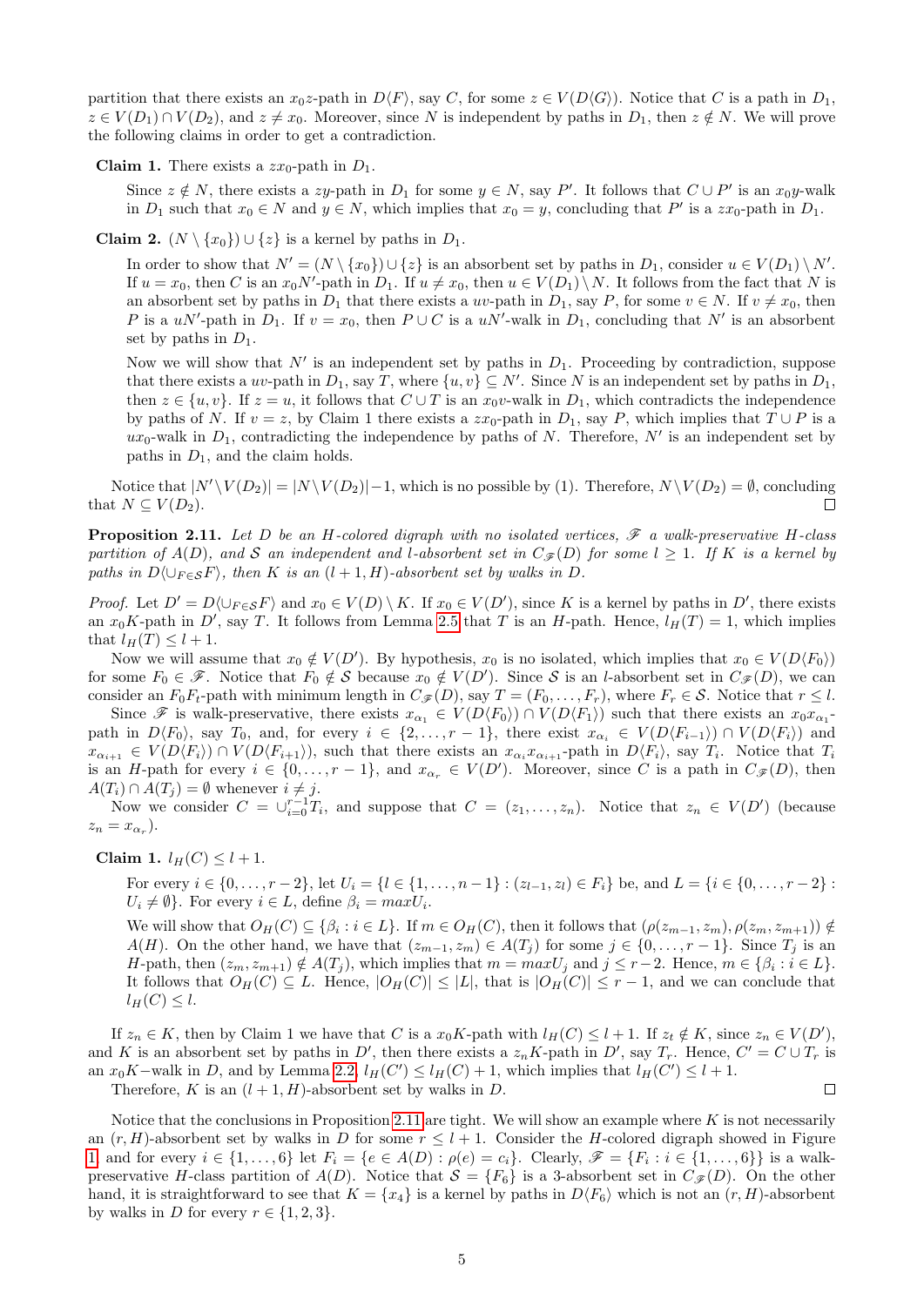partition that there exists an $x_0z$-path in $D\langle F\rangle$, say $C$, for some $z \in V(D\langle G\rangle)$. Notice that $C$ is a path in $D_1$, $z \in V(D_1) \cap V(D_2)$, and $z \neq x_0$. Moreover, since $N$ is independent by paths in $D_1$, then $z \notin N$. We will prove the following claims in order to get a contradiction.

**Claim 1.** There exists a $zx_0$-path in $D_1$.

Since $z \notin N$, there exists a $zy$-path in $D_1$ for some $y \in N$, say $P'$. It follows that $C \cup P'$ is an $x_0y$-walk in $D_1$ such that $x_0 \in N$ and $y \in N$, which implies that $x_0 = y$, concluding that $P'$ is a $zx_0$-path in $D_1$.

**Claim 2.** $(N \setminus \{x_0\}) \cup \{z\}$ is a kernel by paths in $D_1$.

In order to show that $N' = (N \setminus \{x_0\}) \cup \{z\}$ is an absorbent set by paths in $D_1$, consider $u \in V(D_1) \setminus N'$. If $u = x_0$, then $C$ is an $x_0N'$-path in $D_1$. If $u \neq x_0$, then $u \in V(D_1) \setminus N$. It follows from the fact that $N$ is an absorbent set by paths in $D_1$ that there exists a $uv$-path in $D_1$, say $P$, for some $v \in N$. If $v \neq x_0$, then $P$ is a $uN'$-path in $D_1$. If $v = x_0$, then $P \cup C$ is a $uN'$-walk in $D_1$, concluding that $N'$ is an absorbent set by paths in $D_1$.

Now we will show that $N'$ is an independent set by paths in $D_1$. Proceeding by contradiction, suppose that there exists a $uv$-path in $D_1$, say $T$, where $\{u, v\} \subseteq N'$. Since $N$ is an independent set by paths in $D_1$, then $z \in \{u, v\}$. If $z = u$, it follows that $C \cup T$ is an $x_0v$-walk in $D_1$, which contradicts the independence by paths of $N$. If $v = z$, by Claim 1 there exists a $zx_0$-path in $D_1$, say $P$, which implies that $T \cup P$ is a $ux_0$-walk in $D_1$, contradicting the independence by paths of $N$. Therefore, $N'$ is an independent set by paths in $D_1$, and the claim holds.

Notice that $|N' \setminus V(D_2)| = |N \setminus V(D_2)| - 1$, which is no possible by (1). Therefore, $N \setminus V(D_2) = \emptyset$, concluding that $N \subseteq V(D_2)$. ☐

**Proposition 2.11.** *Let $D$ be an $H$-colored digraph with no isolated vertices, $\mathscr{F}$ a walk-preservative $H$-class partition of $A(D)$, and $\mathcal{S}$ an independent and $l$-absorbent set in $C_{\mathscr{F}}(D)$ for some $l \geq 1$. If $K$ is a kernel by paths in $D\langle \cup_{F \in \mathcal{S}} F\rangle$, then $K$ is an $(l+1, H)$-absorbent set by walks in $D$.*

*Proof.* Let $D' = D\langle \cup_{F \in \mathcal{S}} F\rangle$ and $x_0 \in V(D) \setminus K$. If $x_0 \in V(D')$, since $K$ is a kernel by paths in $D'$, there exists an $x_0K$-path in $D'$, say $T$. It follows from Lemma 2.5 that $T$ is an $H$-path. Hence, $l_H(T) = 1$, which implies that $l_H(T) \leq l + 1$.

Now we will assume that $x_0 \notin V(D')$. By hypothesis, $x_0$ is no isolated, which implies that $x_0 \in V(D\langle F_0\rangle)$ for some $F_0 \in \mathscr{F}$. Notice that $F_0 \notin \mathcal{S}$ because $x_0 \notin V(D')$. Since $\mathcal{S}$ is an $l$-absorbent set in $C_{\mathscr{F}}(D)$, we can consider an $F_0F_t$-path with minimum length in $C_{\mathscr{F}}(D)$, say $T = (F_0, \ldots, F_r)$, where $F_r \in \mathcal{S}$. Notice that $r \leq l$.

Since $\mathscr{F}$ is walk-preservative, there exists $x_{\alpha_1} \in V(D\langle F_0\rangle) \cap V(D\langle F_1\rangle)$ such that there exists an $x_0x_{\alpha_1}$-path in $D\langle F_0\rangle$, say $T_0$, and, for every $i \in \{2, \ldots, r-1\}$, there exist $x_{\alpha_i} \in V(D\langle F_{i-1}\rangle) \cap V(D\langle F_i\rangle)$ and $x_{\alpha_{i+1}} \in V(D\langle F_i\rangle) \cap V(D\langle F_{i+1}\rangle)$, such that there exists an $x_{\alpha_i}x_{\alpha_{i+1}}$-path in $D\langle F_i\rangle$, say $T_i$. Notice that $T_i$ is an $H$-path for every $i \in \{0, \ldots, r-1\}$, and $x_{\alpha_r} \in V(D')$. Moreover, since $C$ is a path in $C_{\mathscr{F}}(D)$, then $A(T_i) \cap A(T_j) = \emptyset$ whenever $i \neq j$.

Now we consider $C = \cup_{i=0}^{r-1} T_i$, and suppose that $C = (z_1, \ldots, z_n)$. Notice that $z_n \in V(D')$ (because $z_n = x_{\alpha_r}$).

**Claim 1.** $l_H(C) \leq l + 1$.

For every $i \in \{0, \ldots, r-2\}$, let $U_i = \{l \in \{1, \ldots, n-1\} : (z_{l-1}, z_l) \in F_i\}$ be, and $L = \{i \in \{0, \ldots, r-2\} : U_i \neq \emptyset\}$. For every $i \in L$, define $\beta_i = maxU_i$.

We will show that $O_H(C) \subseteq \{\beta_i : i \in L\}$. If $m \in O_H(C)$, then it follows that $(\rho(z_{m-1}, z_m), \rho(z_m, z_{m+1})) \notin A(H)$. On the other hand, we have that $(z_{m-1}, z_m) \in A(T_j)$ for some $j \in \{0, \ldots, r-1\}$. Since $T_j$ is an $H$-path, then $(z_m, z_{m+1}) \notin A(T_j)$, which implies that $m = maxU_j$ and $j \leq r-2$. Hence, $m \in \{\beta_i : i \in L\}$. It follows that $O_H(C) \subseteq L$. Hence, $|O_H(C)| \leq |L|$, that is $|O_H(C)| \leq r - 1$, and we can conclude that $l_H(C) \leq l$.

If $z_n \in K$, then by Claim 1 we have that $C$ is a $x_0K$-path with $l_H(C) \leq l + 1$. If $z_t \notin K$, since $z_n \in V(D')$, and $K$ is an absorbent set by paths in $D'$, then there exists a $z_nK$-path in $D'$, say $T_r$. Hence, $C' = C \cup T_r$ is an $x_0K-$walk in $D$, and by Lemma 2.2, $l_H(C') \leq l_H(C) + 1$, which implies that $l_H(C') \leq l + 1$.

Therefore, $K$ is an $(l + 1, H)$-absorbent set by walks in $D$. ☐

Notice that the conclusions in Proposition 2.11 are tight. We will show an example where $K$ is not necessarily an $(r, H)$-absorbent set by walks in $D$ for some $r \leq l + 1$. Consider the $H$-colored digraph showed in Figure 1, and for every $i \in \{1, \ldots, 6\}$ let $F_i = \{e \in A(D) : \rho(e) = c_i\}$. Clearly, $\mathscr{F} = \{F_i : i \in \{1, \ldots, 6\}\}$ is a walk-preservative $H$-class partition of $A(D)$. Notice that $\mathcal{S} = \{F_6\}$ is a 3-absorbent set in $C_{\mathscr{F}}(D)$. On the other hand, it is straightforward to see that $K = \{x_4\}$ is a kernel by paths in $D\langle F_6\rangle$ which is not an $(r, H)$-absorbent by walks in $D$ for every $r \in \{1, 2, 3\}$.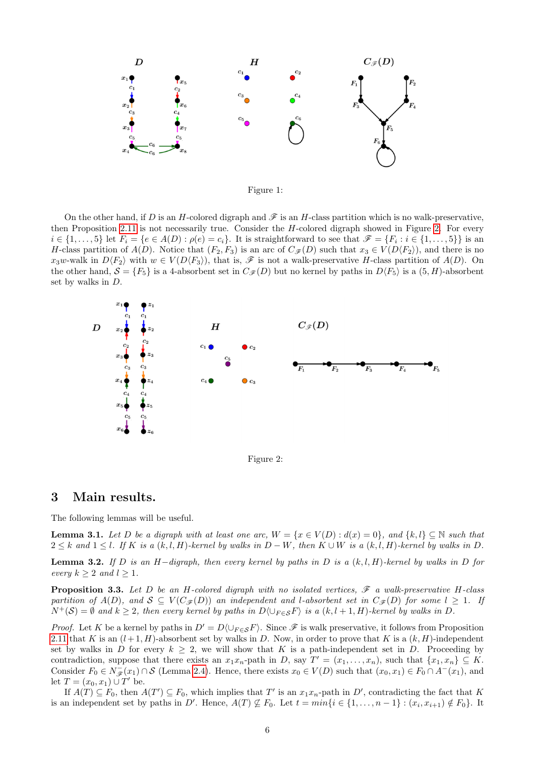Figure 1:

On the other hand, if $D$ is an $H$-colored digraph and $\mathscr{F}$ is an $H$-class partition which is no walk-preservative, then Proposition 2.11 is not necessarily true. Consider the $H$-colored digraph showed in Figure 2. For every $i \in \{1, \ldots, 5\}$ let $F_i = \{e \in A(D) : \rho(e) = c_i\}$. It is straightforward to see that $\mathscr{F} = \{F_i : i \in \{1, \ldots, 5\}\}$ is an $H$-class partition of $A(D)$. Notice that $(F_2, F_3)$ is an arc of $C_{\mathscr{F}}(D)$ such that $x_3 \in V(D\langle F_2 \rangle)$, and there is no $x_3w$-walk in $D\langle F_2 \rangle$ with $w \in V(D\langle F_3 \rangle)$, that is, $\mathscr{F}$ is not a walk-preservative $H$-class partition of $A(D)$. On the other hand, $\mathcal{S} = \{F_5\}$ is a 4-absorbent set in $C_{\mathscr{F}}(D)$ but no kernel by paths in $D\langle F_5 \rangle$ is a $(5, H)$-absorbent set by walks in $D$.

Figure 2:

## 3 Main results.

The following lemmas will be useful.

**Lemma 3.1.** *Let $D$ be a digraph with at least one arc, $W = \{x \in V(D) : d(x) = 0\}$, and $\{k, l\} \subseteq \mathbb{N}$ such that $2 \leq k$ and $1 \leq l$. If $K$ is a $(k, l, H)$-kernel by walks in $D - W$, then $K \cup W$ is a $(k, l, H)$-kernel by walks in $D$.*

**Lemma 3.2.** *If $D$ is an $H-$digraph, then every kernel by paths in $D$ is a $(k, l, H)$-kernel by walks in $D$ for every $k \geq 2$ and $l \geq 1$.*

**Proposition 3.3.** *Let $D$ be an $H$-colored digraph with no isolated vertices, $\mathscr{F}$ a walk-preservative $H$-class partition of $A(D)$, and $\mathcal{S} \subseteq V(C_{\mathscr{F}}(D))$ an independent and $l$-absorbent set in $C_{\mathscr{F}}(D)$ for some $l \geq 1$. If $N^+(\mathcal{S}) = \emptyset$ and $k \geq 2$, then every kernel by paths in $D\langle \cup_{F \in \mathcal{S}} F \rangle$ is a $(k, l+1, H)$-kernel by walks in $D$.*

*Proof.* Let $K$ be a kernel by paths in $D' = D\langle \cup_{F \in \mathcal{S}} F \rangle$. Since $\mathscr{F}$ is walk preservative, it follows from Proposition 2.11 that $K$ is an $(l+1, H)$-absorbent set by walks in $D$. Now, in order to prove that $K$ is a $(k, H)$-independent set by walks in $D$ for every $k \geq 2$, we will show that $K$ is a path-independent set in $D$. Proceeding by contradiction, suppose that there exists an $x_1x_n$-path in $D$, say $T' = (x_1, \ldots, x_n)$, such that $\{x_1, x_n\} \subseteq K$. Consider $F_0 \in N^-_{\mathscr{F}}(x_1) \cap \mathcal{S}$ (Lemma 2.4). Hence, there exists $x_0 \in V(D)$ such that $(x_0, x_1) \in F_0 \cap A^-(x_1)$, and let $T = (x_0, x_1) \cup T'$ be.

If $A(T) \subseteq F_0$, then $A(T') \subseteq F_0$, which implies that $T'$ is an $x_1x_n$-path in $D'$, contradicting the fact that $K$ is an independent set by paths in $D'$. Hence, $A(T) \nsubseteq F_0$. Let $t = min\{i \in \{1, \ldots, n-1\} : (x_i, x_{i+1}) \notin F_0\}$. It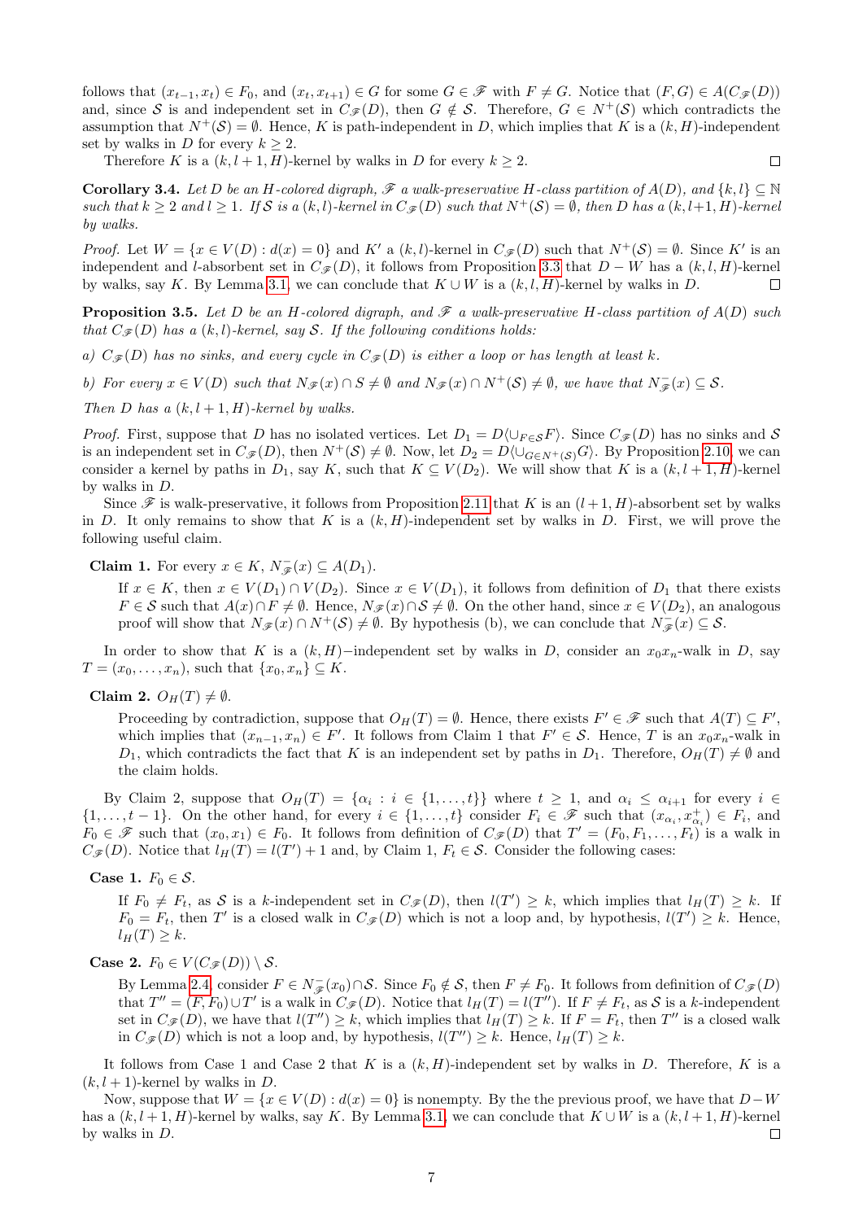follows that $(x_{t-1}, x_t) \in F_0$, and $(x_t, x_{t+1}) \in G$ for some $G \in \mathscr{F}$ with $F \neq G$. Notice that $(F, G) \in A(C_{\mathscr{F}}(D))$ and, since $\mathcal{S}$ is and independent set in $C_{\mathscr{F}}(D)$, then $G \notin \mathcal{S}$. Therefore, $G \in N^+(\mathcal{S})$ which contradicts the assumption that $N^+(\mathcal{S}) = \emptyset$. Hence, $K$ is path-independent in $D$, which implies that $K$ is a $(k, H)$-independent set by walks in $D$ for every $k \geq 2$.

Therefore $K$ is a $(k, l+1, H)$-kernel by walks in $D$ for every $k \geq 2$. □

**Corollary 3.4.** *Let $D$ be an $H$-colored digraph, $\mathscr{F}$ a walk-preservative $H$-class partition of $A(D)$, and $\{k, l\} \subseteq \mathbb{N}$ such that $k \geq 2$ and $l \geq 1$. If $\mathcal{S}$ is a $(k, l)$-kernel in $C_{\mathscr{F}}(D)$ such that $N^+(\mathcal{S}) = \emptyset$, then $D$ has a $(k, l+1, H)$-kernel by walks.*

*Proof.* Let $W = \{x \in V(D) : d(x) = 0\}$ and $K'$ a $(k, l)$-kernel in $C_{\mathscr{F}}(D)$ such that $N^+(\mathcal{S}) = \emptyset$. Since $K'$ is an independent and $l$-absorbent set in $C_{\mathscr{F}}(D)$, it follows from Proposition 3.3 that $D - W$ has a $(k, l, H)$-kernel by walks, say $K$. By Lemma 3.1, we can conclude that $K \cup W$ is a $(k, l, H)$-kernel by walks in $D$. □

**Proposition 3.5.** *Let $D$ be an $H$-colored digraph, and $\mathscr{F}$ a walk-preservative $H$-class partition of $A(D)$ such that $C_{\mathscr{F}}(D)$ has a $(k, l)$-kernel, say $\mathcal{S}$. If the following conditions holds:*

*a) $C_{\mathscr{F}}(D)$ has no sinks, and every cycle in $C_{\mathscr{F}}(D)$ is either a loop or has length at least $k$.*

*b) For every $x \in V(D)$ such that $N_{\mathscr{F}}(x) \cap S \neq \emptyset$ and $N_{\mathscr{F}}(x) \cap N^+(\mathcal{S}) \neq \emptyset$, we have that $N^-_{\mathscr{F}}(x) \subseteq \mathcal{S}$.*

*Then $D$ has a $(k, l+1, H)$-kernel by walks.*

*Proof.* First, suppose that $D$ has no isolated vertices. Let $D_1 = D\langle \cup_{F \in \mathcal{S}} F \rangle$. Since $C_{\mathscr{F}}(D)$ has no sinks and $\mathcal{S}$ is an independent set in $C_{\mathscr{F}}(D)$, then $N^+(\mathcal{S}) \neq \emptyset$. Now, let $D_2 = D\langle \cup_{G \in N^+(\mathcal{S})} G \rangle$. By Proposition 2.10, we can consider a kernel by paths in $D_1$, say $K$, such that $K \subseteq V(D_2)$. We will show that $K$ is a $(k, l+1, H)$-kernel by walks in $D$.

Since $\mathscr{F}$ is walk-preservative, it follows from Proposition 2.11 that $K$ is an $(l+1, H)$-absorbent set by walks in $D$. It only remains to show that $K$ is a $(k, H)$-independent set by walks in $D$. First, we will prove the following useful claim.

**Claim 1.** For every $x \in K$, $N^-_{\mathscr{F}}(x) \subseteq A(D_1)$.

If $x \in K$, then $x \in V(D_1) \cap V(D_2)$. Since $x \in V(D_1)$, it follows from definition of $D_1$ that there exists $F \in \mathcal{S}$ such that $A(x) \cap F \neq \emptyset$. Hence, $N_{\mathscr{F}}(x) \cap \mathcal{S} \neq \emptyset$. On the other hand, since $x \in V(D_2)$, an analogous proof will show that $N_{\mathscr{F}}(x) \cap N^+(\mathcal{S}) \neq \emptyset$. By hypothesis (b), we can conclude that $N^-_{\mathscr{F}}(x) \subseteq \mathcal{S}$.

In order to show that $K$ is a $(k, H)-$independent set by walks in $D$, consider an $x_0x_n$-walk in $D$, say $T = (x_0, \ldots, x_n)$, such that $\{x_0, x_n\} \subseteq K$.

**Claim 2.** $O_H(T) \neq \emptyset$.

Proceeding by contradiction, suppose that $O_H(T) = \emptyset$. Hence, there exists $F' \in \mathscr{F}$ such that $A(T) \subseteq F'$, which implies that $(x_{n-1}, x_n) \in F'$. It follows from Claim 1 that $F' \in \mathcal{S}$. Hence, $T$ is an $x_0x_n$-walk in $D_1$, which contradicts the fact that $K$ is an independent set by paths in $D_1$. Therefore, $O_H(T) \neq \emptyset$ and the claim holds.

By Claim 2, suppose that $O_H(T) = \{\alpha_i : i \in \{1, \ldots, t\}\}$ where $t \geq 1$, and $\alpha_i \leq \alpha_{i+1}$ for every $i \in \{1, \ldots, t-1\}$. On the other hand, for every $i \in \{1, \ldots, t\}$ consider $F_i \in \mathscr{F}$ such that $(x_{\alpha_i}, x^+_{\alpha_i}) \in F_i$, and $F_0 \in \mathscr{F}$ such that $(x_0, x_1) \in F_0$. It follows from definition of $C_{\mathscr{F}}(D)$ that $T' = (F_0, F_1, \ldots, F_t)$ is a walk in $C_{\mathscr{F}}(D)$. Notice that $l_H(T) = l(T') + 1$ and, by Claim 1, $F_t \in \mathcal{S}$. Consider the following cases:

**Case 1.** $F_0 \in \mathcal{S}$.

If $F_0 \neq F_t$, as $\mathcal{S}$ is a $k$-independent set in $C_{\mathscr{F}}(D)$, then $l(T') \geq k$, which implies that $l_H(T) \geq k$. If $F_0 = F_t$, then $T'$ is a closed walk in $C_{\mathscr{F}}(D)$ which is not a loop and, by hypothesis, $l(T') \geq k$. Hence, $l_H(T) \geq k$.

**Case 2.** $F_0 \in V(C_{\mathscr{F}}(D)) \setminus \mathcal{S}$.

By Lemma 2.4, consider $F \in N^-_{\mathscr{F}}(x_0) \cap \mathcal{S}$. Since $F_0 \notin \mathcal{S}$, then $F \neq F_0$. It follows from definition of $C_{\mathscr{F}}(D)$ that $T'' = (F, F_0) \cup T'$ is a walk in $C_{\mathscr{F}}(D)$. Notice that $l_H(T) = l(T'')$. If $F \neq F_t$, as $\mathcal{S}$ is a $k$-independent set in $C_{\mathscr{F}}(D)$, we have that $l(T'') \geq k$, which implies that $l_H(T) \geq k$. If $F = F_t$, then $T''$ is a closed walk in $C_{\mathscr{F}}(D)$ which is not a loop and, by hypothesis, $l(T'') \geq k$. Hence, $l_H(T) \geq k$.

It follows from Case 1 and Case 2 that $K$ is a $(k, H)$-independent set by walks in $D$. Therefore, $K$ is a $(k, l+1)$-kernel by walks in $D$.

Now, suppose that $W = \{x \in V(D) : d(x) = 0\}$ is nonempty. By the the previous proof, we have that $D - W$ has a $(k, l+1, H)$-kernel by walks, say $K$. By Lemma 3.1, we can conclude that $K \cup W$ is a $(k, l+1, H)$-kernel by walks in $D$. □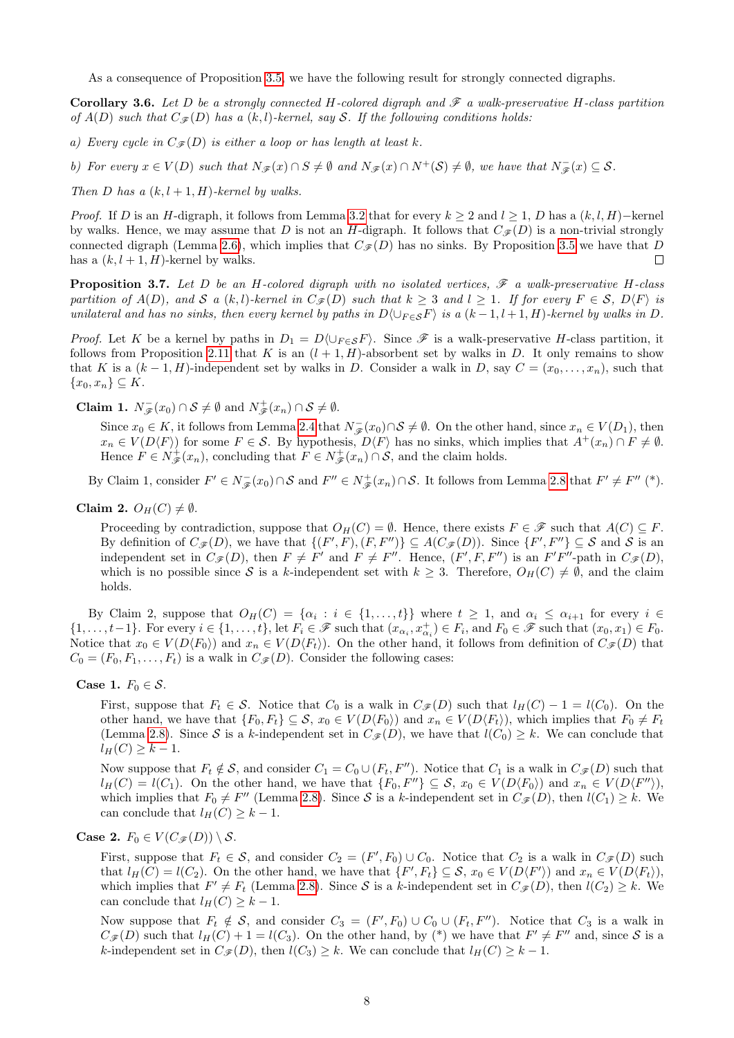As a consequence of Proposition 3.5, we have the following result for strongly connected digraphs.

**Corollary 3.6.** *Let $D$ be a strongly connected $H$-colored digraph and $\mathscr{F}$ a walk-preservative $H$-class partition of $A(D)$ such that $C_{\mathscr{F}}(D)$ has a $(k,l)$-kernel, say $\mathcal{S}$. If the following conditions holds:*

*a) Every cycle in $C_{\mathscr{F}}(D)$ is either a loop or has length at least $k$.*

*b) For every $x \in V(D)$ such that $N_{\mathscr{F}}(x) \cap S \neq \emptyset$ and $N_{\mathscr{F}}(x) \cap N^{+}(\mathcal{S}) \neq \emptyset$, we have that $N^{-}_{\mathscr{F}}(x) \subseteq \mathcal{S}$.*

*Then $D$ has a $(k, l+1, H)$-kernel by walks.*

*Proof.* If $D$ is an $H$-digraph, it follows from Lemma 3.2 that for every $k \geq 2$ and $l \geq 1$, $D$ has a $(k,l,H)-$kernel by walks. Hence, we may assume that $D$ is not an $H$-digraph. It follows that $C_{\mathscr{F}}(D)$ is a non-trivial strongly connected digraph (Lemma 2.6), which implies that $C_{\mathscr{F}}(D)$ has no sinks. By Proposition 3.5 we have that $D$ has a $(k, l+1, H)$-kernel by walks. $\square$

**Proposition 3.7.** *Let $D$ be an $H$-colored digraph with no isolated vertices, $\mathscr{F}$ a walk-preservative $H$-class partition of $A(D)$, and $\mathcal{S}$ a $(k,l)$-kernel in $C_{\mathscr{F}}(D)$ such that $k \geq 3$ and $l \geq 1$. If for every $F \in \mathcal{S}$, $D\langle F\rangle$ is unilateral and has no sinks, then every kernel by paths in $D\langle \cup_{F\in\mathcal{S}} F\rangle$ is a $(k-1, l+1, H)$-kernel by walks in $D$.*

*Proof.* Let $K$ be a kernel by paths in $D_1 = D\langle \cup_{F\in\mathcal{S}} F\rangle$. Since $\mathscr{F}$ is a walk-preservative $H$-class partition, it follows from Proposition 2.11 that $K$ is an $(l+1, H)$-absorbent set by walks in $D$. It only remains to show that $K$ is a $(k-1, H)$-independent set by walks in $D$. Consider a walk in $D$, say $C = (x_0, \ldots, x_n)$, such that $\{x_0, x_n\} \subseteq K$.

**Claim 1.** $N^{-}_{\mathscr{F}}(x_0) \cap \mathcal{S} \neq \emptyset$ and $N^{+}_{\mathscr{F}}(x_n) \cap \mathcal{S} \neq \emptyset$.

Since $x_0 \in K$, it follows from Lemma 2.4 that $N^{-}_{\mathscr{F}}(x_0) \cap \mathcal{S} \neq \emptyset$. On the other hand, since $x_n \in V(D_1)$, then $x_n \in V(D\langle F\rangle)$ for some $F \in \mathcal{S}$. By hypothesis, $D\langle F\rangle$ has no sinks, which implies that $A^{+}(x_n) \cap F \neq \emptyset$. Hence $F \in N^{+}_{\mathscr{F}}(x_n)$, concluding that $F \in N^{+}_{\mathscr{F}}(x_n) \cap \mathcal{S}$, and the claim holds.

By Claim 1, consider $F' \in N^{-}_{\mathscr{F}}(x_0) \cap \mathcal{S}$ and $F'' \in N^{+}_{\mathscr{F}}(x_n) \cap \mathcal{S}$. It follows from Lemma 2.8 that $F' \neq F''$ (\*).

**Claim 2.** $O_H(C) \neq \emptyset$.

Proceeding by contradiction, suppose that $O_H(C) = \emptyset$. Hence, there exists $F \in \mathscr{F}$ such that $A(C) \subseteq F$. By definition of $C_{\mathscr{F}}(D)$, we have that $\{(F', F), (F, F'')\} \subseteq A(C_{\mathscr{F}}(D))$. Since $\{F', F''\} \subseteq \mathcal{S}$ and $\mathcal{S}$ is an independent set in $C_{\mathscr{F}}(D)$, then $F \neq F'$ and $F \neq F''$. Hence, $(F', F, F'')$ is an $F'F''$-path in $C_{\mathscr{F}}(D)$, which is no possible since $\mathcal{S}$ is a $k$-independent set with $k \geq 3$. Therefore, $O_H(C) \neq \emptyset$, and the claim holds.

By Claim 2, suppose that $O_H(C) = \{\alpha_i : i \in \{1, \ldots, t\}\}$ where $t \geq 1$, and $\alpha_i \leq \alpha_{i+1}$ for every $i \in \{1, \ldots, t-1\}$. For every $i \in \{1, \ldots, t\}$, let $F_i \in \mathscr{F}$ such that $(x_{\alpha_i}, x^{+}_{\alpha_i}) \in F_i$, and $F_0 \in \mathscr{F}$ such that $(x_0, x_1) \in F_0$. Notice that $x_0 \in V(D\langle F_0\rangle)$ and $x_n \in V(D\langle F_t\rangle)$. On the other hand, it follows from definition of $C_{\mathscr{F}}(D)$ that $C_0 = (F_0, F_1, \ldots, F_t)$ is a walk in $C_{\mathscr{F}}(D)$. Consider the following cases:

**Case 1.** $F_0 \in \mathcal{S}$.

First, suppose that $F_t \in \mathcal{S}$. Notice that $C_0$ is a walk in $C_{\mathscr{F}}(D)$ such that $l_H(C) - 1 = l(C_0)$. On the other hand, we have that $\{F_0, F_t\} \subseteq \mathcal{S}$, $x_0 \in V(D\langle F_0\rangle)$ and $x_n \in V(D\langle F_t\rangle)$, which implies that $F_0 \neq F_t$ (Lemma 2.8). Since $\mathcal{S}$ is a $k$-independent set in $C_{\mathscr{F}}(D)$, we have that $l(C_0) \geq k$. We can conclude that $l_H(C) \geq k-1$.

Now suppose that $F_t \notin \mathcal{S}$, and consider $C_1 = C_0 \cup (F_t, F'')$. Notice that $C_1$ is a walk in $C_{\mathscr{F}}(D)$ such that $l_H(C) = l(C_1)$. On the other hand, we have that $\{F_0, F''\} \subseteq \mathcal{S}$, $x_0 \in V(D\langle F_0\rangle)$ and $x_n \in V(D\langle F''\rangle)$, which implies that $F_0 \neq F''$ (Lemma 2.8). Since $\mathcal{S}$ is a $k$-independent set in $C_{\mathscr{F}}(D)$, then $l(C_1) \geq k$. We can conclude that $l_H(C) \geq k-1$.

**Case 2.** $F_0 \in V(C_{\mathscr{F}}(D)) \setminus \mathcal{S}$.

First, suppose that $F_t \in \mathcal{S}$, and consider $C_2 = (F', F_0) \cup C_0$. Notice that $C_2$ is a walk in $C_{\mathscr{F}}(D)$ such that $l_H(C) = l(C_2)$. On the other hand, we have that $\{F', F_t\} \subseteq \mathcal{S}$, $x_0 \in V(D\langle F'\rangle)$ and $x_n \in V(D\langle F_t\rangle)$, which implies that $F' \neq F_t$ (Lemma 2.8). Since $\mathcal{S}$ is a $k$-independent set in $C_{\mathscr{F}}(D)$, then $l(C_2) \geq k$. We can conclude that $l_H(C) \geq k-1$.

Now suppose that $F_t \notin \mathcal{S}$, and consider $C_3 = (F', F_0) \cup C_0 \cup (F_t, F'')$. Notice that $C_3$ is a walk in $C_{\mathscr{F}}(D)$ such that $l_H(C) + 1 = l(C_3)$. On the other hand, by (\*) we have that $F' \neq F''$ and, since $\mathcal{S}$ is a $k$-independent set in $C_{\mathscr{F}}(D)$, then $l(C_3) \geq k$. We can conclude that $l_H(C) \geq k-1$.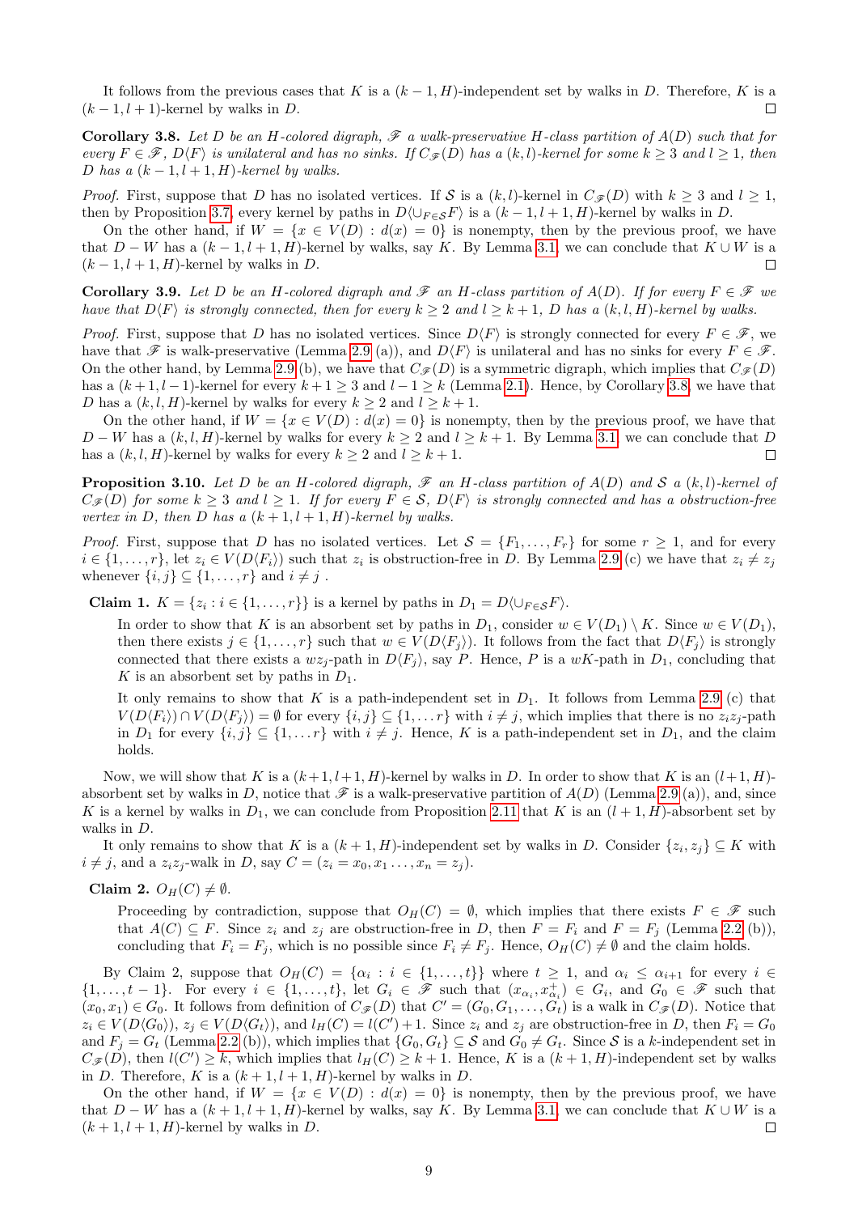It follows from the previous cases that $K$ is a $(k-1, H)$-independent set by walks in $D$. Therefore, $K$ is a $(k-1, l+1)$-kernel by walks in $D$. □

**Corollary 3.8.** *Let $D$ be an $H$-colored digraph, $\mathscr{F}$ a walk-preservative $H$-class partition of $A(D)$ such that for every $F \in \mathscr{F}$, $D\langle F \rangle$ is unilateral and has no sinks. If $C_{\mathscr{F}}(D)$ has a $(k,l)$-kernel for some $k \geq 3$ and $l \geq 1$, then $D$ has a $(k-1, l+1, H)$-kernel by walks.*

*Proof.* First, suppose that $D$ has no isolated vertices. If $\mathcal{S}$ is a $(k,l)$-kernel in $C_{\mathscr{F}}(D)$ with $k \geq 3$ and $l \geq 1$, then by Proposition 3.7, every kernel by paths in $D\langle \cup_{F \in \mathcal{S}} F \rangle$ is a $(k-1, l+1, H)$-kernel by walks in $D$.

On the other hand, if $W = \{x \in V(D) : d(x) = 0\}$ is nonempty, then by the previous proof, we have that $D - W$ has a $(k-1, l+1, H)$-kernel by walks, say $K$. By Lemma 3.1, we can conclude that $K \cup W$ is a $(k-1, l+1, H)$-kernel by walks in $D$. □

**Corollary 3.9.** *Let $D$ be an $H$-colored digraph and $\mathscr{F}$ an $H$-class partition of $A(D)$. If for every $F \in \mathscr{F}$ we have that $D\langle F \rangle$ is strongly connected, then for every $k \geq 2$ and $l \geq k+1$, $D$ has a $(k, l, H)$-kernel by walks.*

*Proof.* First, suppose that $D$ has no isolated vertices. Since $D\langle F \rangle$ is strongly connected for every $F \in \mathscr{F}$, we have that $\mathscr{F}$ is walk-preservative (Lemma 2.9 (a)), and $D\langle F \rangle$ is unilateral and has no sinks for every $F \in \mathscr{F}$. On the other hand, by Lemma 2.9 (b), we have that $C_{\mathscr{F}}(D)$ is a symmetric digraph, which implies that $C_{\mathscr{F}}(D)$ has a $(k+1, l-1)$-kernel for every $k+1 \geq 3$ and $l-1 \geq k$ (Lemma 2.1). Hence, by Corollary 3.8, we have that $D$ has a $(k, l, H)$-kernel by walks for every $k \geq 2$ and $l \geq k+1$.

On the other hand, if $W = \{x \in V(D) : d(x) = 0\}$ is nonempty, then by the previous proof, we have that $D - W$ has a $(k, l, H)$-kernel by walks for every $k \geq 2$ and $l \geq k+1$. By Lemma 3.1, we can conclude that $D$ has a $(k, l, H)$-kernel by walks for every $k \geq 2$ and $l \geq k+1$. □

**Proposition 3.10.** *Let $D$ be an $H$-colored digraph, $\mathscr{F}$ an $H$-class partition of $A(D)$ and $\mathcal{S}$ a $(k,l)$-kernel of $C_{\mathscr{F}}(D)$ for some $k \geq 3$ and $l \geq 1$. If for every $F \in \mathcal{S}$, $D\langle F \rangle$ is strongly connected and has a obstruction-free vertex in $D$, then $D$ has a $(k+1, l+1, H)$-kernel by walks.*

*Proof.* First, suppose that $D$ has no isolated vertices. Let $\mathcal{S} = \{F_1, \ldots, F_r\}$ for some $r \geq 1$, and for every $i \in \{1, \ldots, r\}$, let $z_i \in V(D\langle F_i \rangle)$ such that $z_i$ is obstruction-free in $D$. By Lemma 2.9 (c) we have that $z_i \neq z_j$ whenever $\{i, j\} \subseteq \{1, \ldots, r\}$ and $i \neq j$ .

**Claim 1.** $K = \{z_i : i \in \{1, \ldots, r\}\}$ is a kernel by paths in $D_1 = D\langle \cup_{F \in \mathcal{S}} F \rangle$.

In order to show that $K$ is an absorbent set by paths in $D_1$, consider $w \in V(D_1) \setminus K$. Since $w \in V(D_1)$, then there exists $j \in \{1, \ldots, r\}$ such that $w \in V(D\langle F_j \rangle)$. It follows from the fact that $D\langle F_j \rangle$ is strongly connected that there exists a $wz_j$-path in $D\langle F_j \rangle$, say $P$. Hence, $P$ is a $wK$-path in $D_1$, concluding that $K$ is an absorbent set by paths in $D_1$.

It only remains to show that $K$ is a path-independent set in $D_1$. It follows from Lemma 2.9 (c) that $V(D\langle F_i \rangle) \cap V(D\langle F_j \rangle) = \emptyset$ for every $\{i, j\} \subseteq \{1, \ldots r\}$ with $i \neq j$, which implies that there is no $z_i z_j$-path in $D_1$ for every $\{i, j\} \subseteq \{1, \ldots r\}$ with $i \neq j$. Hence, $K$ is a path-independent set in $D_1$, and the claim holds.

Now, we will show that $K$ is a $(k+1, l+1, H)$-kernel by walks in $D$. In order to show that $K$ is an $(l+1, H)$-absorbent set by walks in $D$, notice that $\mathscr{F}$ is a walk-preservative partition of $A(D)$ (Lemma 2.9 (a)), and, since $K$ is a kernel by walks in $D_1$, we can conclude from Proposition 2.11 that $K$ is an $(l+1, H)$-absorbent set by walks in $D$.

It only remains to show that $K$ is a $(k+1, H)$-independent set by walks in $D$. Consider $\{z_i, z_j\} \subseteq K$ with $i \neq j$, and a $z_i z_j$-walk in $D$, say $C = (z_i = x_0, x_1 \ldots, x_n = z_j)$.

**Claim 2.** $O_H(C) \neq \emptyset$.

Proceeding by contradiction, suppose that $O_H(C) = \emptyset$, which implies that there exists $F \in \mathscr{F}$ such that $A(C) \subseteq F$. Since $z_i$ and $z_j$ are obstruction-free in $D$, then $F = F_i$ and $F = F_j$ (Lemma 2.2 (b)), concluding that $F_i = F_j$, which is no possible since $F_i \neq F_j$. Hence, $O_H(C) \neq \emptyset$ and the claim holds.

By Claim 2, suppose that $O_H(C) = \{\alpha_i : i \in \{1, \ldots, t\}\}$ where $t \geq 1$, and $\alpha_i \leq \alpha_{i+1}$ for every $i \in \{1, \ldots, t-1\}$. For every $i \in \{1, \ldots, t\}$, let $G_i \in \mathscr{F}$ such that $(x_{\alpha_i}, x^+_{\alpha_i}) \in G_i$, and $G_0 \in \mathscr{F}$ such that $(x_0, x_1) \in G_0$. It follows from definition of $C_{\mathscr{F}}(D)$ that $C' = (G_0, G_1, \ldots, G_t)$ is a walk in $C_{\mathscr{F}}(D)$. Notice that $z_i \in V(D\langle G_0 \rangle)$, $z_j \in V(D\langle G_t \rangle)$, and $l_H(C) = l(C') + 1$. Since $z_i$ and $z_j$ are obstruction-free in $D$, then $F_i = G_0$ and $F_j = G_t$ (Lemma 2.2 (b)), which implies that $\{G_0, G_t\} \subseteq \mathcal{S}$ and $G_0 \neq G_t$. Since $\mathcal{S}$ is a $k$-independent set in $C_{\mathscr{F}}(D)$, then $l(C') \geq k$, which implies that $l_H(C) \geq k+1$. Hence, $K$ is a $(k+1, H)$-independent set by walks in $D$. Therefore, $K$ is a $(k+1, l+1, H)$-kernel by walks in $D$.

On the other hand, if $W = \{x \in V(D) : d(x) = 0\}$ is nonempty, then by the previous proof, we have that $D - W$ has a $(k+1, l+1, H)$-kernel by walks, say $K$. By Lemma 3.1, we can conclude that $K \cup W$ is a $(k+1, l+1, H)$-kernel by walks in $D$. □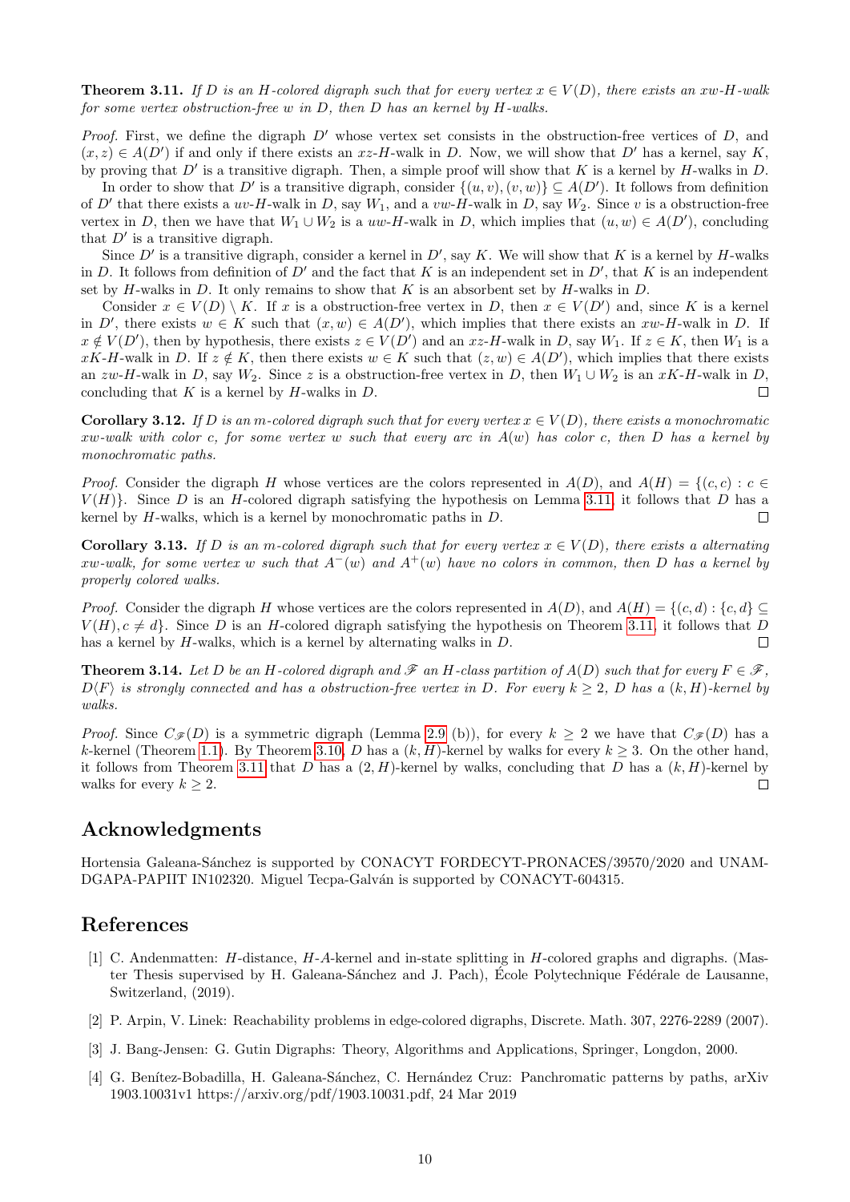**Theorem 3.11.** *If $D$ is an $H$-colored digraph such that for every vertex $x \in V(D)$, there exists an $xw$-$H$-walk for some vertex obstruction-free $w$ in $D$, then $D$ has an kernel by $H$-walks.*

*Proof.* First, we define the digraph $D'$ whose vertex set consists in the obstruction-free vertices of $D$, and $(x, z) \in A(D')$ if and only if there exists an $xz$-$H$-walk in $D$. Now, we will show that $D'$ has a kernel, say $K$, by proving that $D'$ is a transitive digraph. Then, a simple proof will show that $K$ is a kernel by $H$-walks in $D$.

In order to show that $D'$ is a transitive digraph, consider $\{(u, v), (v, w)\} \subseteq A(D')$. It follows from definition of $D'$ that there exists a $uv$-$H$-walk in $D$, say $W_1$, and a $vw$-$H$-walk in $D$, say $W_2$. Since $v$ is a obstruction-free vertex in $D$, then we have that $W_1 \cup W_2$ is a $uw$-$H$-walk in $D$, which implies that $(u, w) \in A(D')$, concluding that $D'$ is a transitive digraph.

Since $D'$ is a transitive digraph, consider a kernel in $D'$, say $K$. We will show that $K$ is a kernel by $H$-walks in $D$. It follows from definition of $D'$ and the fact that $K$ is an independent set in $D'$, that $K$ is an independent set by $H$-walks in $D$. It only remains to show that $K$ is an absorbent set by $H$-walks in $D$.

Consider $x \in V(D) \setminus K$. If $x$ is a obstruction-free vertex in $D$, then $x \in V(D')$ and, since $K$ is a kernel in $D'$, there exists $w \in K$ such that $(x, w) \in A(D')$, which implies that there exists an $xw$-$H$-walk in $D$. If $x \notin V(D')$, then by hypothesis, there exists $z \in V(D')$ and an $xz$-$H$-walk in $D$, say $W_1$. If $z \in K$, then $W_1$ is a $xK$-$H$-walk in $D$. If $z \notin K$, then there exists $w \in K$ such that $(z, w) \in A(D')$, which implies that there exists an $zw$-$H$-walk in $D$, say $W_2$. Since $z$ is a obstruction-free vertex in $D$, then $W_1 \cup W_2$ is an $xK$-$H$-walk in $D$, concluding that $K$ is a kernel by $H$-walks in $D$. □

**Corollary 3.12.** *If $D$ is an $m$-colored digraph such that for every vertex $x \in V(D)$, there exists a monochromatic $xw$-walk with color $c$, for some vertex $w$ such that every arc in $A(w)$ has color $c$, then $D$ has a kernel by monochromatic paths.*

*Proof.* Consider the digraph $H$ whose vertices are the colors represented in $A(D)$, and $A(H) = \{(c, c) : c \in V(H)\}$. Since $D$ is an $H$-colored digraph satisfying the hypothesis on Lemma 3.11, it follows that $D$ has a kernel by $H$-walks, which is a kernel by monochromatic paths in $D$. □

**Corollary 3.13.** *If $D$ is an $m$-colored digraph such that for every vertex $x \in V(D)$, there exists a alternating $xw$-walk, for some vertex $w$ such that $A^-(w)$ and $A^+(w)$ have no colors in common, then $D$ has a kernel by properly colored walks.*

*Proof.* Consider the digraph $H$ whose vertices are the colors represented in $A(D)$, and $A(H) = \{(c, d) : \{c, d\} \subseteq V(H), c \neq d\}$. Since $D$ is an $H$-colored digraph satisfying the hypothesis on Theorem 3.11, it follows that $D$ has a kernel by $H$-walks, which is a kernel by alternating walks in $D$. □

**Theorem 3.14.** *Let $D$ be an $H$-colored digraph and $\mathscr{F}$ an $H$-class partition of $A(D)$ such that for every $F \in \mathscr{F}$, $D\langle F\rangle$ is strongly connected and has a obstruction-free vertex in $D$. For every $k \geq 2$, $D$ has a $(k, H)$-kernel by walks.*

*Proof.* Since $C_{\mathscr{F}}(D)$ is a symmetric digraph (Lemma 2.9 (b)), for every $k \geq 2$ we have that $C_{\mathscr{F}}(D)$ has a $k$-kernel (Theorem 1.1). By Theorem 3.10, $D$ has a $(k, H)$-kernel by walks for every $k \geq 3$. On the other hand, it follows from Theorem 3.11 that $D$ has a $(2, H)$-kernel by walks, concluding that $D$ has a $(k, H)$-kernel by walks for every $k \geq 2$. □

## Acknowledgments

Hortensia Galeana-Sánchez is supported by CONACYT FORDECYT-PRONACES/39570/2020 and UNAM-DGAPA-PAPIIT IN102320. Miguel Tecpa-Galván is supported by CONACYT-604315.

## References

[1] C. Andenmatten: $H$-distance, $H$-$A$-kernel and in-state splitting in $H$-colored graphs and digraphs. (Master Thesis supervised by H. Galeana-Sánchez and J. Pach), École Polytechnique Fédérale de Lausanne, Switzerland, (2019).

[2] P. Arpin, V. Linek: Reachability problems in edge-colored digraphs, Discrete. Math. 307, 2276-2289 (2007).

[3] J. Bang-Jensen: G. Gutin Digraphs: Theory, Algorithms and Applications, Springer, Longdon, 2000.

[4] G. Benítez-Bobadilla, H. Galeana-Sánchez, C. Hernández Cruz: Panchromatic patterns by paths, arXiv 1903.10031v1 https://arxiv.org/pdf/1903.10031.pdf, 24 Mar 2019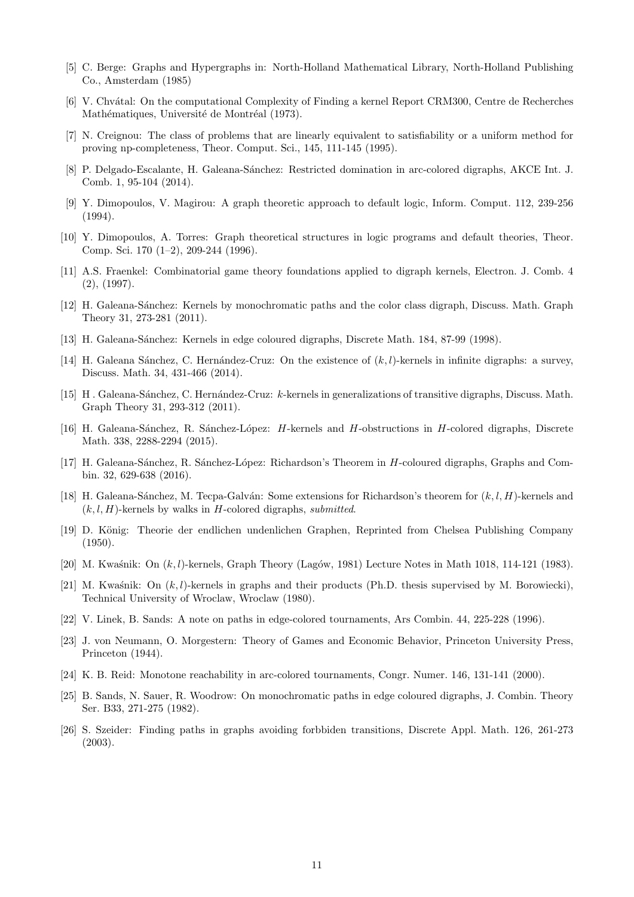[5] C. Berge: Graphs and Hypergraphs in: North-Holland Mathematical Library, North-Holland Publishing Co., Amsterdam (1985)

[6] V. Chvátal: On the computational Complexity of Finding a kernel Report CRM300, Centre de Recherches Mathématiques, Université de Montréal (1973).

[7] N. Creignou: The class of problems that are linearly equivalent to satisfiability or a uniform method for proving np-completeness, Theor. Comput. Sci., 145, 111-145 (1995).

[8] P. Delgado-Escalante, H. Galeana-Sánchez: Restricted domination in arc-colored digraphs, AKCE Int. J. Comb. 1, 95-104 (2014).

[9] Y. Dimopoulos, V. Magirou: A graph theoretic approach to default logic, Inform. Comput. 112, 239-256 (1994).

[10] Y. Dimopoulos, A. Torres: Graph theoretical structures in logic programs and default theories, Theor. Comp. Sci. 170 (1–2), 209-244 (1996).

[11] A.S. Fraenkel: Combinatorial game theory foundations applied to digraph kernels, Electron. J. Comb. 4 (2), (1997).

[12] H. Galeana-Sánchez: Kernels by monochromatic paths and the color class digraph, Discuss. Math. Graph Theory 31, 273-281 (2011).

[13] H. Galeana-Sánchez: Kernels in edge coloured digraphs, Discrete Math. 184, 87-99 (1998).

[14] H. Galeana Sánchez, C. Hernández-Cruz: On the existence of $(k, l)$-kernels in infinite digraphs: a survey, Discuss. Math. 34, 431-466 (2014).

[15] H . Galeana-Sánchez, C. Hernández-Cruz: $k$-kernels in generalizations of transitive digraphs, Discuss. Math. Graph Theory 31, 293-312 (2011).

[16] H. Galeana-Sánchez, R. Sánchez-López: $H$-kernels and $H$-obstructions in $H$-colored digraphs, Discrete Math. 338, 2288-2294 (2015).

[17] H. Galeana-Sánchez, R. Sánchez-López: Richardson's Theorem in $H$-coloured digraphs, Graphs and Combin. 32, 629-638 (2016).

[18] H. Galeana-Sánchez, M. Tecpa-Galván: Some extensions for Richardson's theorem for $(k, l, H)$-kernels and $(k, l, H)$-kernels by walks in $H$-colored digraphs, *submitted*.

[19] D. König: Theorie der endlichen undenlichen Graphen, Reprinted from Chelsea Publishing Company (1950).

[20] M. Kwaśnik: On $(k, l)$-kernels, Graph Theory (Lagów, 1981) Lecture Notes in Math 1018, 114-121 (1983).

[21] M. Kwaśnik: On $(k, l)$-kernels in graphs and their products (Ph.D. thesis supervised by M. Borowiecki), Technical University of Wroclaw, Wroclaw (1980).

[22] V. Linek, B. Sands: A note on paths in edge-colored tournaments, Ars Combin. 44, 225-228 (1996).

[23] J. von Neumann, O. Morgestern: Theory of Games and Economic Behavior, Princeton University Press, Princeton (1944).

[24] K. B. Reid: Monotone reachability in arc-colored tournaments, Congr. Numer. 146, 131-141 (2000).

[25] B. Sands, N. Sauer, R. Woodrow: On monochromatic paths in edge coloured digraphs, J. Combin. Theory Ser. B33, 271-275 (1982).

[26] S. Szeider: Finding paths in graphs avoiding forbbiden transitions, Discrete Appl. Math. 126, 261-273 (2003).